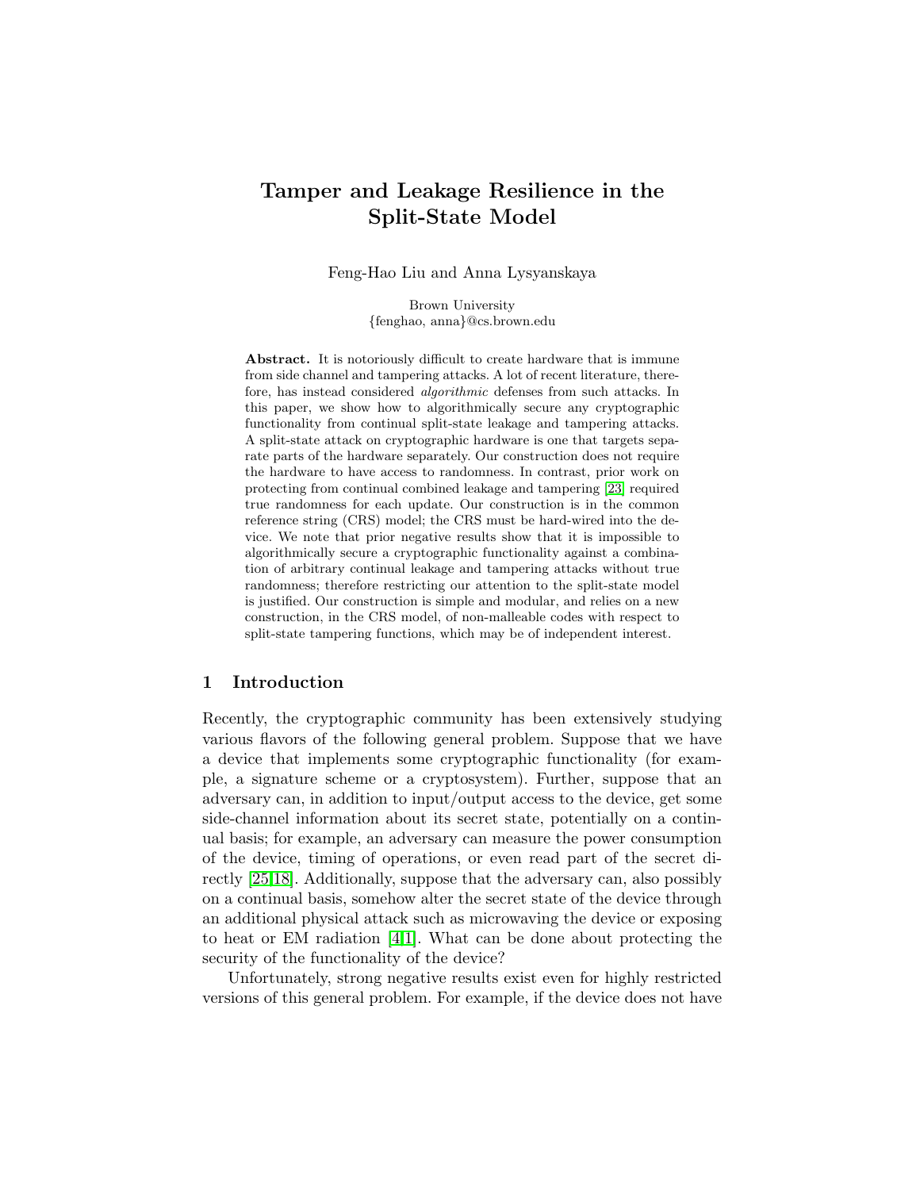# Tamper and Leakage Resilience in the Split-State Model

Feng-Hao Liu and Anna Lysyanskaya

Brown University
{fenghao, anna}@cs.brown.edu

**Abstract.** It is notoriously difficult to create hardware that is immune from side channel and tampering attacks. A lot of recent literature, therefore, has instead considered *algorithmic* defenses from such attacks. In this paper, we show how to algorithmically secure any cryptographic functionality from continual split-state leakage and tampering attacks. A split-state attack on cryptographic hardware is one that targets separate parts of the hardware separately. Our construction does not require the hardware to have access to randomness. In contrast, prior work on protecting from continual combined leakage and tampering [23] required true randomness for each update. Our construction is in the common reference string (CRS) model; the CRS must be hard-wired into the device. We note that prior negative results show that it is impossible to algorithmically secure a cryptographic functionality against a combination of arbitrary continual leakage and tampering attacks without true randomness; therefore restricting our attention to the split-state model is justified. Our construction is simple and modular, and relies on a new construction, in the CRS model, of non-malleable codes with respect to split-state tampering functions, which may be of independent interest.

## 1 Introduction

Recently, the cryptographic community has been extensively studying various flavors of the following general problem. Suppose that we have a device that implements some cryptographic functionality (for example, a signature scheme or a cryptosystem). Further, suppose that an adversary can, in addition to input/output access to the device, get some side-channel information about its secret state, potentially on a continual basis; for example, an adversary can measure the power consumption of the device, timing of operations, or even read part of the secret directly [25,18]. Additionally, suppose that the adversary can, also possibly on a continual basis, somehow alter the secret state of the device through an additional physical attack such as microwaving the device or exposing to heat or EM radiation [4,1]. What can be done about protecting the security of the functionality of the device?

Unfortunately, strong negative results exist even for highly restricted versions of this general problem. For example, if the device does not have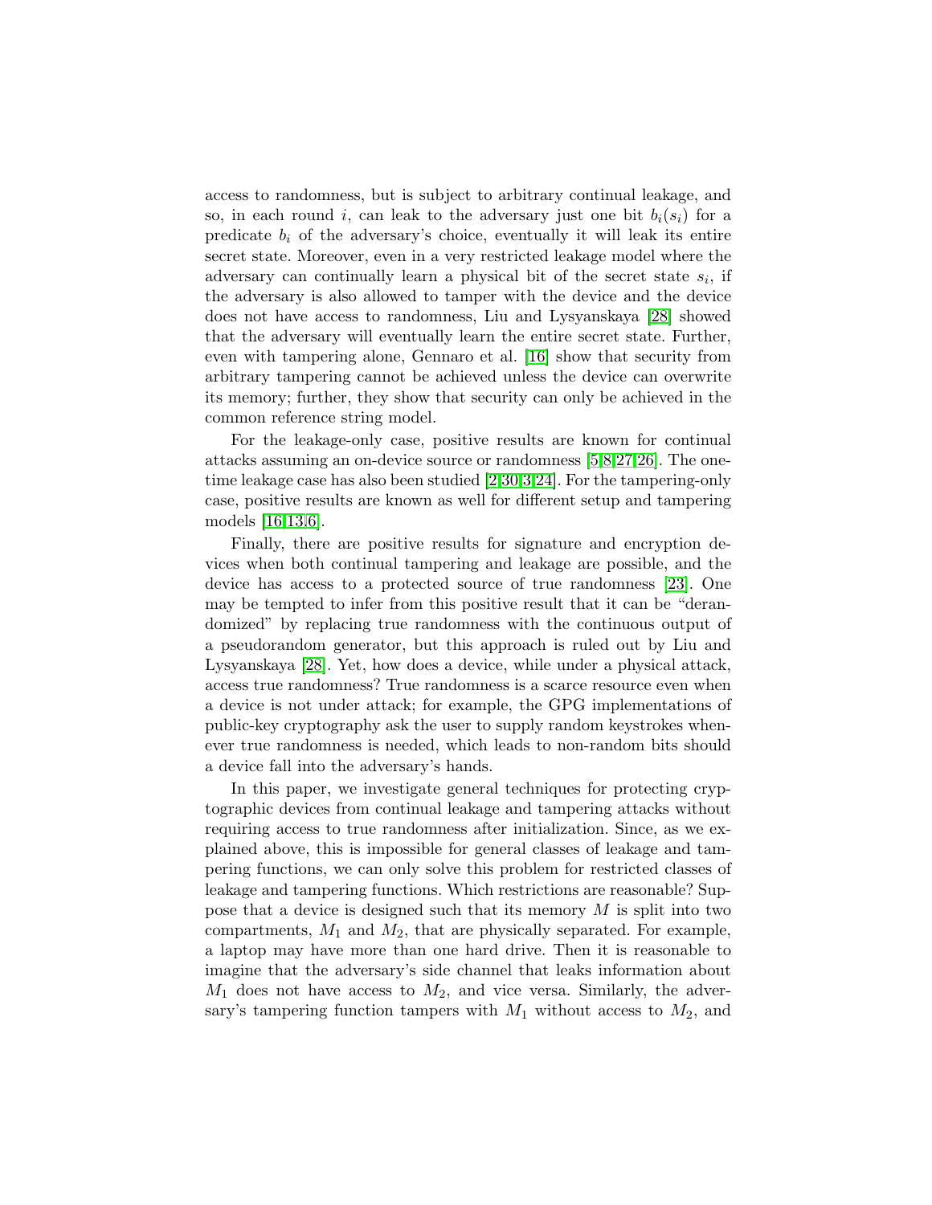access to randomness, but is subject to arbitrary continual leakage, and so, in each round $i$, can leak to the adversary just one bit $b_i(s_i)$ for a predicate $b_i$ of the adversary's choice, eventually it will leak its entire secret state. Moreover, even in a very restricted leakage model where the adversary can continually learn a physical bit of the secret state $s_i$, if the adversary is also allowed to tamper with the device and the device does not have access to randomness, Liu and Lysyanskaya [28] showed that the adversary will eventually learn the entire secret state. Further, even with tampering alone, Gennaro et al. [16] show that security from arbitrary tampering cannot be achieved unless the device can overwrite its memory; further, they show that security can only be achieved in the common reference string model.

For the leakage-only case, positive results are known for continual attacks assuming an on-device source or randomness [5,8,27,26]. The one-time leakage case has also been studied [2,30,3,24]. For the tampering-only case, positive results are known as well for different setup and tampering models [16,13,6].

Finally, there are positive results for signature and encryption devices when both continual tampering and leakage are possible, and the device has access to a protected source of true randomness [23]. One may be tempted to infer from this positive result that it can be "derandomized" by replacing true randomness with the continuous output of a pseudorandom generator, but this approach is ruled out by Liu and Lysyanskaya [28]. Yet, how does a device, while under a physical attack, access true randomness? True randomness is a scarce resource even when a device is not under attack; for example, the GPG implementations of public-key cryptography ask the user to supply random keystrokes whenever true randomness is needed, which leads to non-random bits should a device fall into the adversary's hands.

In this paper, we investigate general techniques for protecting cryptographic devices from continual leakage and tampering attacks without requiring access to true randomness after initialization. Since, as we explained above, this is impossible for general classes of leakage and tampering functions, we can only solve this problem for restricted classes of leakage and tampering functions. Which restrictions are reasonable? Suppose that a device is designed such that its memory $M$ is split into two compartments, $M_1$ and $M_2$, that are physically separated. For example, a laptop may have more than one hard drive. Then it is reasonable to imagine that the adversary's side channel that leaks information about $M_1$ does not have access to $M_2$, and vice versa. Similarly, the adversary's tampering function tampers with $M_1$ without access to $M_2$, and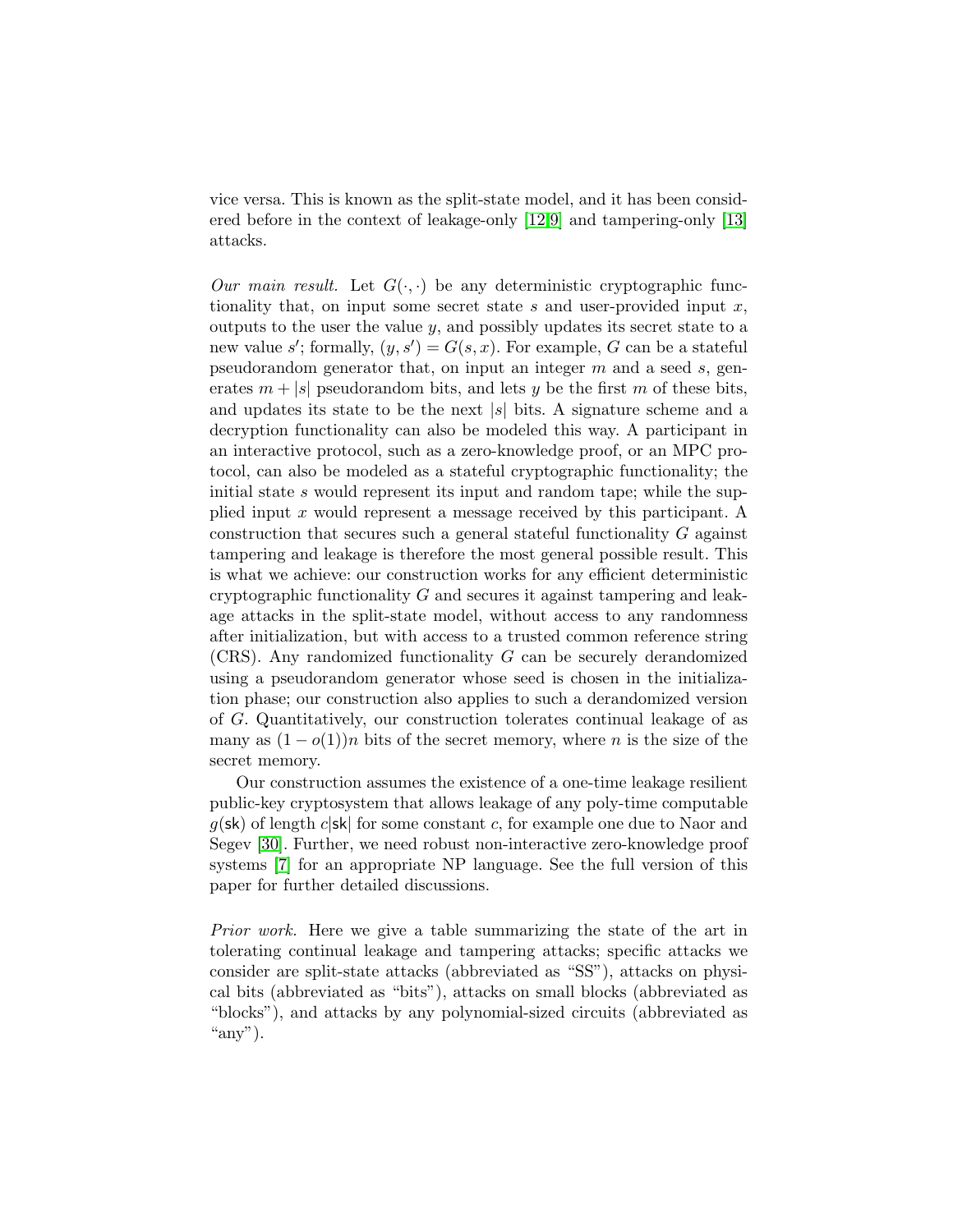vice versa. This is known as the split-state model, and it has been considered before in the context of leakage-only [12,9] and tampering-only [13] attacks.

*Our main result.* Let $G(\cdot,\cdot)$ be any deterministic cryptographic functionality that, on input some secret state $s$ and user-provided input $x$, outputs to the user the value $y$, and possibly updates its secret state to a new value $s'$; formally, $(y, s') = G(s, x)$. For example, $G$ can be a stateful pseudorandom generator that, on input an integer $m$ and a seed $s$, generates $m + |s|$ pseudorandom bits, and lets $y$ be the first $m$ of these bits, and updates its state to be the next $|s|$ bits. A signature scheme and a decryption functionality can also be modeled this way. A participant in an interactive protocol, such as a zero-knowledge proof, or an MPC protocol, can also be modeled as a stateful cryptographic functionality; the initial state $s$ would represent its input and random tape; while the supplied input $x$ would represent a message received by this participant. A construction that secures such a general stateful functionality $G$ against tampering and leakage is therefore the most general possible result. This is what we achieve: our construction works for any efficient deterministic cryptographic functionality $G$ and secures it against tampering and leakage attacks in the split-state model, without access to any randomness after initialization, but with access to a trusted common reference string (CRS). Any randomized functionality $G$ can be securely derandomized using a pseudorandom generator whose seed is chosen in the initialization phase; our construction also applies to such a derandomized version of $G$. Quantitatively, our construction tolerates continual leakage of as many as $(1 - o(1))n$ bits of the secret memory, where $n$ is the size of the secret memory.

Our construction assumes the existence of a one-time leakage resilient public-key cryptosystem that allows leakage of any poly-time computable $g(\mathsf{sk})$ of length $c|\mathsf{sk}|$ for some constant $c$, for example one due to Naor and Segev [30]. Further, we need robust non-interactive zero-knowledge proof systems [7] for an appropriate NP language. See the full version of this paper for further detailed discussions.

*Prior work.* Here we give a table summarizing the state of the art in tolerating continual leakage and tampering attacks; specific attacks we consider are split-state attacks (abbreviated as "SS"), attacks on physical bits (abbreviated as "bits"), attacks on small blocks (abbreviated as "blocks"), and attacks by any polynomial-sized circuits (abbreviated as "any").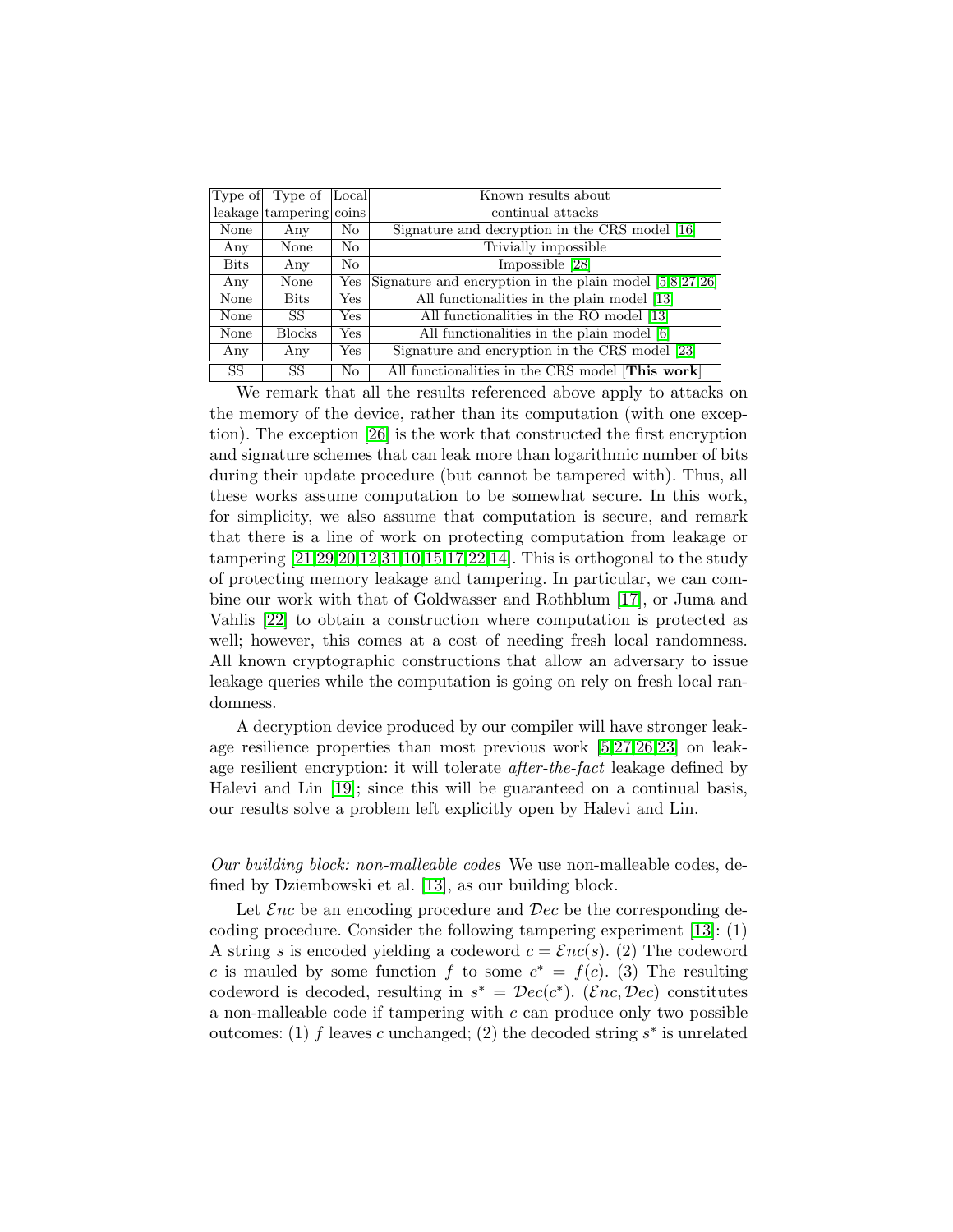| Type of leakage | Type of tampering | Local coins | Known results about continual attacks |
|---|---|---|---|
| None | Any | No | Signature and decryption in the CRS model [16] |
| Any | None | No | Trivially impossible |
| Bits | Any | No | Impossible [28] |
| Any | None | Yes | Signature and encryption in the plain model [5,8,27,26] |
| None | Bits | Yes | All functionalities in the plain model [13] |
| None | SS | Yes | All functionalities in the RO model [13] |
| None | Blocks | Yes | All functionalities in the plain model [6] |
| Any | Any | Yes | Signature and encryption in the CRS model [23] |
| SS | SS | No | All functionalities in the CRS model [**This work**] |

We remark that all the results referenced above apply to attacks on the memory of the device, rather than its computation (with one exception). The exception [26] is the work that constructed the first encryption and signature schemes that can leak more than logarithmic number of bits during their update procedure (but cannot be tampered with). Thus, all these works assume computation to be somewhat secure. In this work, for simplicity, we also assume that computation is secure, and remark that there is a line of work on protecting computation from leakage or tampering [21,29,20,12,31,10,15,17,22,14]. This is orthogonal to the study of protecting memory leakage and tampering. In particular, we can combine our work with that of Goldwasser and Rothblum [17], or Juma and Vahlis [22] to obtain a construction where computation is protected as well; however, this comes at a cost of needing fresh local randomness. All known cryptographic constructions that allow an adversary to issue leakage queries while the computation is going on rely on fresh local randomness.

A decryption device produced by our compiler will have stronger leakage resilience properties than most previous work [5,27,26,23] on leakage resilient encryption: it will tolerate *after-the-fact* leakage defined by Halevi and Lin [19]; since this will be guaranteed on a continual basis, our results solve a problem left explicitly open by Halevi and Lin.

*Our building block: non-malleable codes* We use non-malleable codes, defined by Dziembowski et al. [13], as our building block.

Let $\mathcal{E}nc$ be an encoding procedure and $\mathcal{D}ec$ be the corresponding decoding procedure. Consider the following tampering experiment [13]: (1) A string $s$ is encoded yielding a codeword $c = \mathcal{E}nc(s)$. (2) The codeword $c$ is mauled by some function $f$ to some $c^* = f(c)$. (3) The resulting codeword is decoded, resulting in $s^* = \mathcal{D}ec(c^*)$. $(\mathcal{E}nc, \mathcal{D}ec)$ constitutes a non-malleable code if tampering with $c$ can produce only two possible outcomes: (1) $f$ leaves $c$ unchanged; (2) the decoded string $s^*$ is unrelated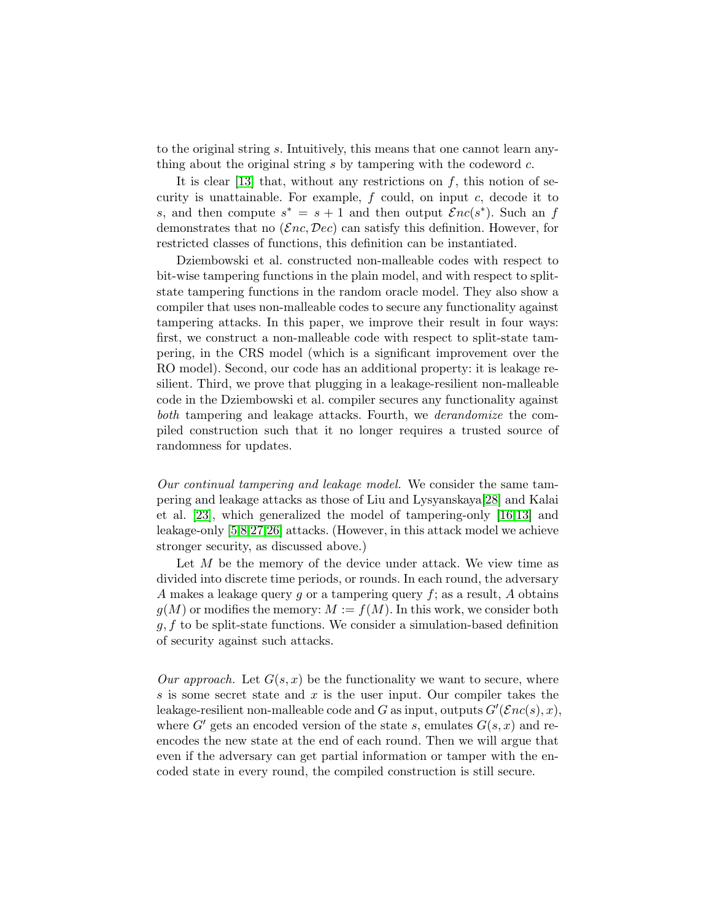to the original string $s$. Intuitively, this means that one cannot learn anything about the original string $s$ by tampering with the codeword $c$.

It is clear [13] that, without any restrictions on $f$, this notion of security is unattainable. For example, $f$ could, on input $c$, decode it to $s$, and then compute $s^* = s + 1$ and then output $\mathcal{E}nc(s^*)$. Such an $f$ demonstrates that no $(\mathcal{E}nc, \mathcal{D}ec)$ can satisfy this definition. However, for restricted classes of functions, this definition can be instantiated.

Dziembowski et al. constructed non-malleable codes with respect to bit-wise tampering functions in the plain model, and with respect to split-state tampering functions in the random oracle model. They also show a compiler that uses non-malleable codes to secure any functionality against tampering attacks. In this paper, we improve their result in four ways: first, we construct a non-malleable code with respect to split-state tampering, in the CRS model (which is a significant improvement over the RO model). Second, our code has an additional property: it is leakage resilient. Third, we prove that plugging in a leakage-resilient non-malleable code in the Dziembowski et al. compiler secures any functionality against *both* tampering and leakage attacks. Fourth, we *derandomize* the compiled construction such that it no longer requires a trusted source of randomness for updates.

*Our continual tampering and leakage model.* We consider the same tampering and leakage attacks as those of Liu and Lysyanskaya[28] and Kalai et al. [23], which generalized the model of tampering-only [16,13] and leakage-only [5,8,27,26] attacks. (However, in this attack model we achieve stronger security, as discussed above.)

Let $M$ be the memory of the device under attack. We view time as divided into discrete time periods, or rounds. In each round, the adversary $A$ makes a leakage query $g$ or a tampering query $f$; as a result, $A$ obtains $g(M)$ or modifies the memory: $M := f(M)$. In this work, we consider both $g, f$ to be split-state functions. We consider a simulation-based definition of security against such attacks.

*Our approach.* Let $G(s, x)$ be the functionality we want to secure, where $s$ is some secret state and $x$ is the user input. Our compiler takes the leakage-resilient non-malleable code and $G$ as input, outputs $G'(\mathcal{E}nc(s), x)$, where $G'$ gets an encoded version of the state $s$, emulates $G(s, x)$ and re-encodes the new state at the end of each round. Then we will argue that even if the adversary can get partial information or tamper with the encoded state in every round, the compiled construction is still secure.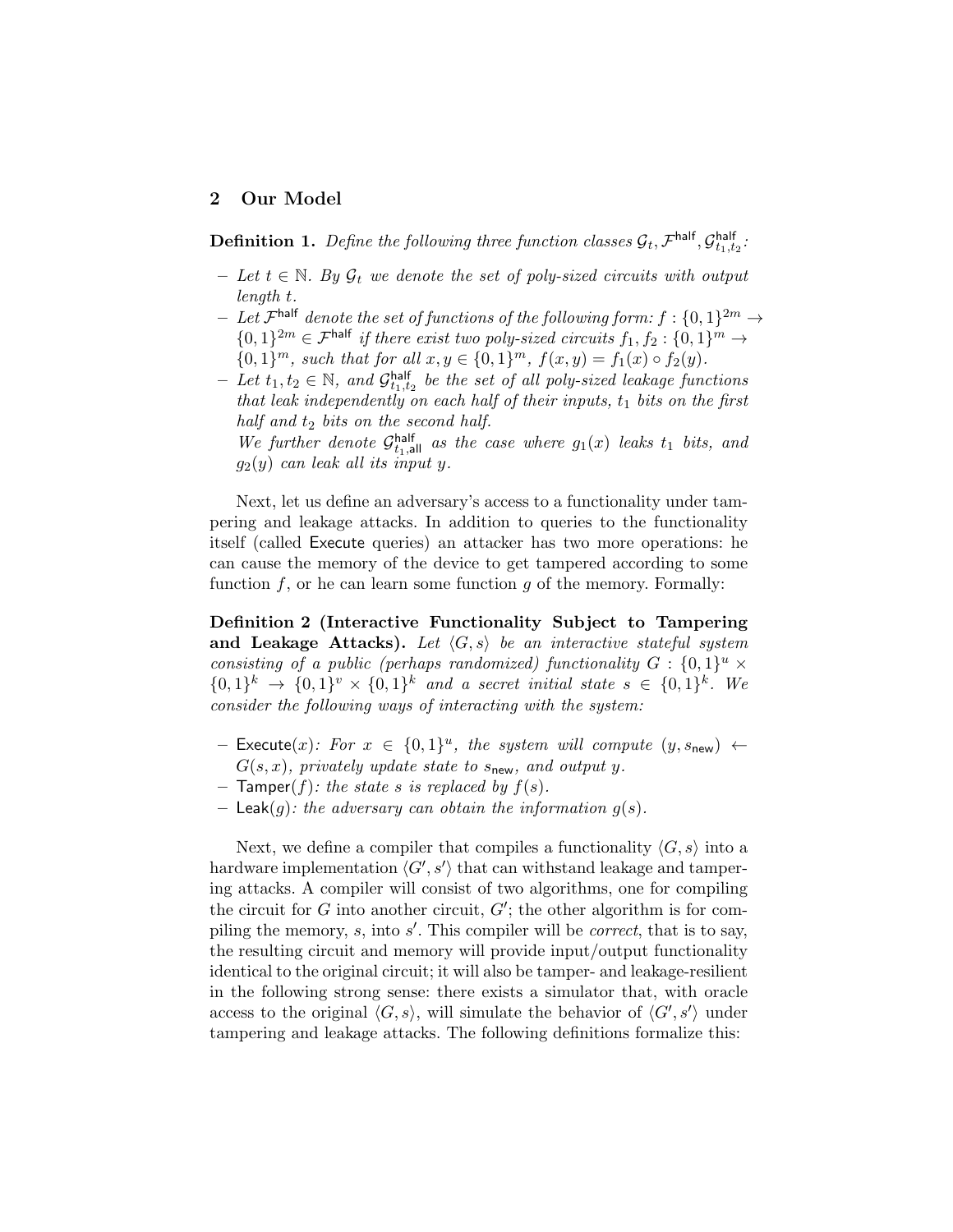## 2 Our Model

**Definition 1.** *Define the following three function classes $\mathcal{G}_t, \mathcal{F}^{\mathsf{half}}, \mathcal{G}^{\mathsf{half}}_{t_1,t_2}$:*

- *Let $t \in \mathbb{N}$. By $\mathcal{G}_t$ we denote the set of poly-sized circuits with output length $t$.*
- *Let $\mathcal{F}^{\mathsf{half}}$ denote the set of functions of the following form: $f : \{0,1\}^{2m} \to \{0,1\}^{2m} \in \mathcal{F}^{\mathsf{half}}$ if there exist two poly-sized circuits $f_1, f_2 : \{0,1\}^m \to \{0,1\}^m$, such that for all $x, y \in \{0,1\}^m$, $f(x,y) = f_1(x) \circ f_2(y)$.*
- *Let $t_1, t_2 \in \mathbb{N}$, and $\mathcal{G}^{\mathsf{half}}_{t_1,t_2}$ be the set of all poly-sized leakage functions that leak independently on each half of their inputs, $t_1$ bits on the first half and $t_2$ bits on the second half.*
  *We further denote $\mathcal{G}^{\mathsf{half}}_{t_1,\mathsf{all}}$ as the case where $g_1(x)$ leaks $t_1$ bits, and $g_2(y)$ can leak all its input $y$.*

Next, let us define an adversary's access to a functionality under tampering and leakage attacks. In addition to queries to the functionality itself (called Execute queries) an attacker has two more operations: he can cause the memory of the device to get tampered according to some function $f$, or he can learn some function $g$ of the memory. Formally:

**Definition 2 (Interactive Functionality Subject to Tampering and Leakage Attacks).** *Let $\langle G, s\rangle$ be an interactive stateful system consisting of a public (perhaps randomized) functionality $G : \{0,1\}^u \times \{0,1\}^k \to \{0,1\}^v \times \{0,1\}^k$ and a secret initial state $s \in \{0,1\}^k$. We consider the following ways of interacting with the system:*

- $\mathsf{Execute}(x)$*: For $x \in \{0,1\}^u$, the system will compute $(y, s_{\mathsf{new}}) \leftarrow G(s,x)$, privately update state to $s_{\mathsf{new}}$, and output $y$.*
- $\mathsf{Tamper}(f)$*: the state $s$ is replaced by $f(s)$.*
- $\mathsf{Leak}(g)$*: the adversary can obtain the information $g(s)$.*

Next, we define a compiler that compiles a functionality $\langle G, s\rangle$ into a hardware implementation $\langle G', s'\rangle$ that can withstand leakage and tampering attacks. A compiler will consist of two algorithms, one for compiling the circuit for $G$ into another circuit, $G'$; the other algorithm is for compiling the memory, $s$, into $s'$. This compiler will be *correct*, that is to say, the resulting circuit and memory will provide input/output functionality identical to the original circuit; it will also be tamper- and leakage-resilient in the following strong sense: there exists a simulator that, with oracle access to the original $\langle G, s\rangle$, will simulate the behavior of $\langle G', s'\rangle$ under tampering and leakage attacks. The following definitions formalize this: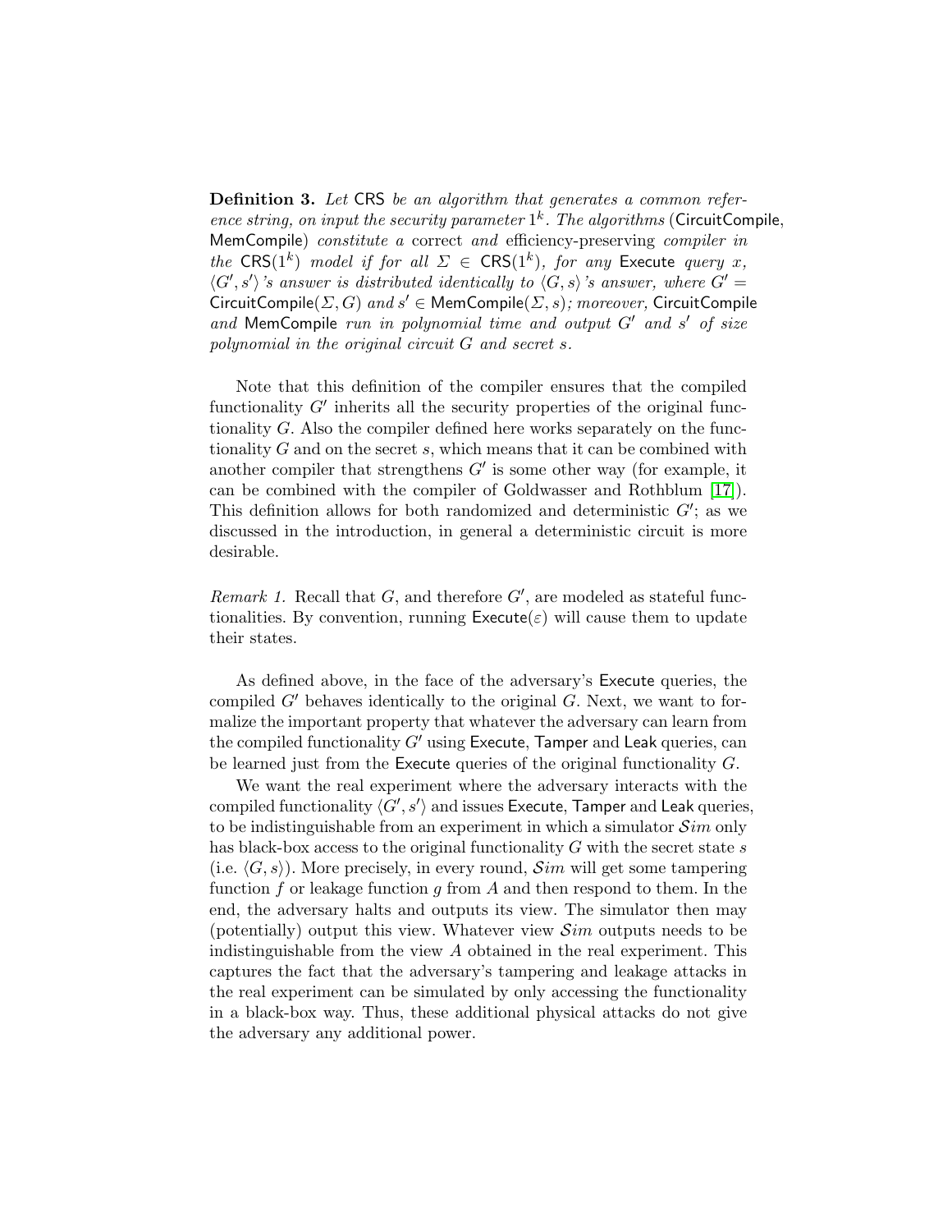**Definition 3.** *Let* CRS *be an algorithm that generates a common reference string, on input the security parameter $1^k$. The algorithms* (CircuitCompile, MemCompile) *constitute a* correct *and* efficiency-preserving *compiler in the* $\mathsf{CRS}(1^k)$ *model if for all $\Sigma \in \mathsf{CRS}(1^k)$, for any* Execute *query $x$, $\langle G', s' \rangle$'s answer is distributed identically to $\langle G, s \rangle$'s answer, where $G' = \mathsf{CircuitCompile}(\Sigma, G)$ and $s' \in \mathsf{MemCompile}(\Sigma, s)$; moreover,* CircuitCompile *and* MemCompile *run in polynomial time and output $G'$ and $s'$ of size polynomial in the original circuit $G$ and secret $s$.*

Note that this definition of the compiler ensures that the compiled functionality $G'$ inherits all the security properties of the original functionality $G$. Also the compiler defined here works separately on the functionality $G$ and on the secret $s$, which means that it can be combined with another compiler that strengthens $G'$ is some other way (for example, it can be combined with the compiler of Goldwasser and Rothblum [17]). This definition allows for both randomized and deterministic $G'$; as we discussed in the introduction, in general a deterministic circuit is more desirable.

*Remark 1.* Recall that $G$, and therefore $G'$, are modeled as stateful functionalities. By convention, running $\mathsf{Execute}(\varepsilon)$ will cause them to update their states.

As defined above, in the face of the adversary's Execute queries, the compiled $G'$ behaves identically to the original $G$. Next, we want to formalize the important property that whatever the adversary can learn from the compiled functionality $G'$ using Execute, Tamper and Leak queries, can be learned just from the Execute queries of the original functionality $G$.

We want the real experiment where the adversary interacts with the compiled functionality $\langle G', s' \rangle$ and issues Execute, Tamper and Leak queries, to be indistinguishable from an experiment in which a simulator $\mathcal{S}im$ only has black-box access to the original functionality $G$ with the secret state $s$ (i.e. $\langle G, s \rangle$). More precisely, in every round, $\mathcal{S}im$ will get some tampering function $f$ or leakage function $g$ from $A$ and then respond to them. In the end, the adversary halts and outputs its view. The simulator then may (potentially) output this view. Whatever view $\mathcal{S}im$ outputs needs to be indistinguishable from the view $A$ obtained in the real experiment. This captures the fact that the adversary's tampering and leakage attacks in the real experiment can be simulated by only accessing the functionality in a black-box way. Thus, these additional physical attacks do not give the adversary any additional power.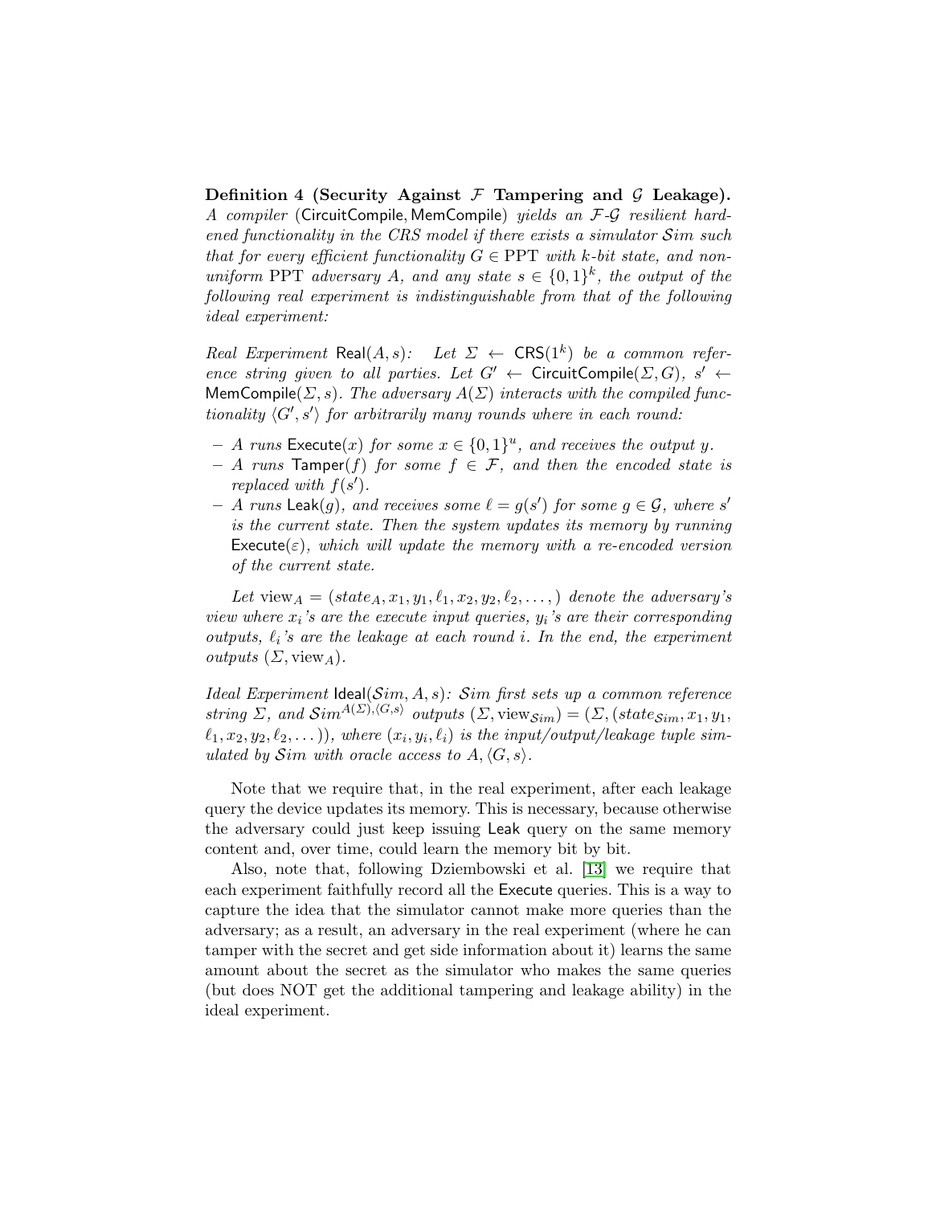**Definition 4 (Security Against $\mathcal{F}$ Tampering and $\mathcal{G}$ Leakage).** *A compiler* (CircuitCompile, MemCompile) *yields an $\mathcal{F}$-$\mathcal{G}$ resilient hardened functionality in the CRS model if there exists a simulator $\mathcal{S}im$ such that for every efficient functionality $G \in \mathrm{PPT}$ with $k$-bit state, and non-uniform PPT adversary $A$, and any state $s \in \{0,1\}^k$, the output of the following real experiment is indistinguishable from that of the following ideal experiment:*

*Real Experiment* $\mathsf{Real}(A, s)$: *Let $\Sigma \leftarrow \mathsf{CRS}(1^k)$ be a common reference string given to all parties. Let $G' \leftarrow \mathsf{CircuitCompile}(\Sigma, G)$, $s' \leftarrow \mathsf{MemCompile}(\Sigma, s)$. The adversary $A(\Sigma)$ interacts with the compiled functionality $\langle G', s' \rangle$ for arbitrarily many rounds where in each round:*

- *$A$ runs $\mathsf{Execute}(x)$ for some $x \in \{0,1\}^u$, and receives the output $y$.*
- *$A$ runs $\mathsf{Tamper}(f)$ for some $f \in \mathcal{F}$, and then the encoded state is replaced with $f(s')$.*
- *$A$ runs $\mathsf{Leak}(g)$, and receives some $\ell = g(s')$ for some $g \in \mathcal{G}$, where $s'$ is the current state. Then the system updates its memory by running $\mathsf{Execute}(\varepsilon)$, which will update the memory with a re-encoded version of the current state.*

*Let $\mathrm{view}_A = (state_A, x_1, y_1, \ell_1, x_2, y_2, \ell_2, \ldots,)$ denote the adversary's view where $x_i$'s are the execute input queries, $y_i$'s are their corresponding outputs, $\ell_i$'s are the leakage at each round $i$. In the end, the experiment outputs $(\Sigma, \mathrm{view}_A)$.*

*Ideal Experiment* $\mathsf{Ideal}(\mathcal{S}im, A, s)$: *$\mathcal{S}im$ first sets up a common reference string $\Sigma$, and $\mathcal{S}im^{A(\Sigma), \langle G, s \rangle}$ outputs $(\Sigma, \mathrm{view}_{\mathcal{S}im}) = (\Sigma, (state_{\mathcal{S}im}, x_1, y_1, \ell_1, x_2, y_2, \ell_2, \ldots))$, where $(x_i, y_i, \ell_i)$ is the input/output/leakage tuple simulated by $\mathcal{S}im$ with oracle access to $A, \langle G, s \rangle$.*

Note that we require that, in the real experiment, after each leakage query the device updates its memory. This is necessary, because otherwise the adversary could just keep issuing Leak query on the same memory content and, over time, could learn the memory bit by bit.

Also, note that, following Dziembowski et al. [13] we require that each experiment faithfully record all the Execute queries. This is a way to capture the idea that the simulator cannot make more queries than the adversary; as a result, an adversary in the real experiment (where he can tamper with the secret and get side information about it) learns the same amount about the secret as the simulator who makes the same queries (but does NOT get the additional tampering and leakage ability) in the ideal experiment.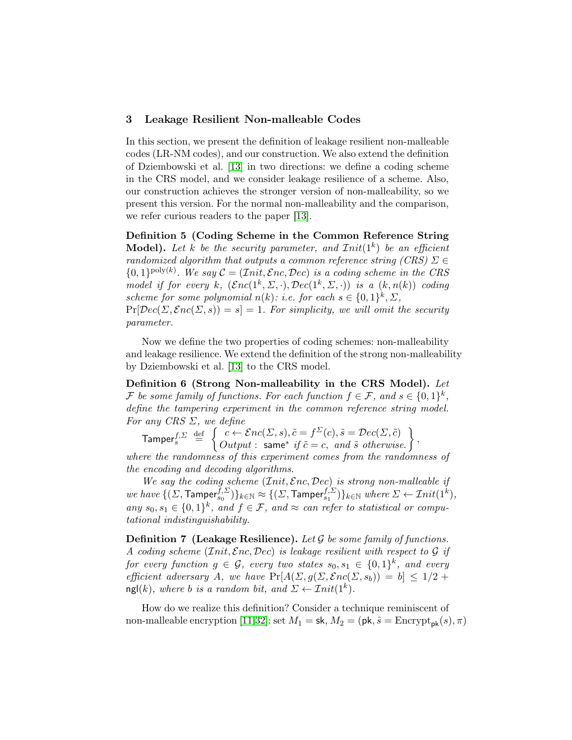## 3 Leakage Resilient Non-malleable Codes

In this section, we present the definition of leakage resilient non-malleable codes (LR-NM codes), and our construction. We also extend the definition of Dziembowski et al. [13] in two directions: we define a coding scheme in the CRS model, and we consider leakage resilience of a scheme. Also, our construction achieves the stronger version of non-malleability, so we present this version. For the normal non-malleability and the comparison, we refer curious readers to the paper [13].

**Definition 5 (Coding Scheme in the Common Reference String Model).** *Let $k$ be the security parameter, and $\mathcal{I}nit(1^k)$ be an efficient randomized algorithm that outputs a common reference string (CRS) $\Sigma \in \{0,1\}^{\mathrm{poly}(k)}$. We say $\mathcal{C} = (\mathcal{I}nit, \mathcal{E}nc, \mathcal{D}ec)$ is a coding scheme in the CRS model if for every $k$, $(\mathcal{E}nc(1^k, \Sigma, \cdot), \mathcal{D}ec(1^k, \Sigma, \cdot))$ is a $(k, n(k))$ coding scheme for some polynomial $n(k)$: i.e. for each $s \in \{0,1\}^k, \Sigma$, $\Pr[\mathcal{D}ec(\Sigma, \mathcal{E}nc(\Sigma, s)) = s] = 1$. For simplicity, we will omit the security parameter.*

Now we define the two properties of coding schemes: non-malleability and leakage resilience. We extend the definition of the strong non-malleability by Dziembowski et al. [13] to the CRS model.

**Definition 6 (Strong Non-malleability in the CRS Model).** *Let $\mathcal{F}$ be some family of functions. For each function $f \in \mathcal{F}$, and $s \in \{0,1\}^k$, define the tampering experiment in the common reference string model. For any CRS $\Sigma$, we define*

$$\mathsf{Tamper}_s^{f,\Sigma} \stackrel{\text{def}}{=} \left\{ \begin{array}{l} c \leftarrow \mathcal{E}nc(\Sigma, s), \tilde{c} = f^{\Sigma}(c), \tilde{s} = \mathcal{D}ec(\Sigma, \tilde{c}) \\ Output: \ \mathsf{same}^* \text{ if } \tilde{c} = c, \text{ and } \tilde{s} \text{ otherwise.} \end{array} \right\},$$

*where the randomness of this experiment comes from the randomness of the encoding and decoding algorithms.*

*We say the coding scheme $(\mathcal{I}nit, \mathcal{E}nc, \mathcal{D}ec)$ is strong non-malleable if we have $\{(\Sigma, \mathsf{Tamper}_{s_0}^{f,\Sigma})\}_{k\in\mathbb{N}} \approx \{(\Sigma, \mathsf{Tamper}_{s_1}^{f,\Sigma})\}_{k\in\mathbb{N}}$ where $\Sigma \leftarrow \mathcal{I}nit(1^k)$, any $s_0, s_1 \in \{0,1\}^k$, and $f \in \mathcal{F}$, and $\approx$ can refer to statistical or computational indistinguishability.*

**Definition 7 (Leakage Resilience).** *Let $\mathcal{G}$ be some family of functions. A coding scheme $(\mathcal{I}nit, \mathcal{E}nc, \mathcal{D}ec)$ is leakage resilient with respect to $\mathcal{G}$ if for every function $g \in \mathcal{G}$, every two states $s_0, s_1 \in \{0,1\}^k$, and every efficient adversary $A$, we have $\Pr[A(\Sigma, g(\Sigma, \mathcal{E}nc(\Sigma, s_b)) = b] \leq 1/2 + \mathsf{ngl}(k)$, where $b$ is a random bit, and $\Sigma \leftarrow \mathcal{I}nit(1^k)$.*

How do we realize this definition? Consider a technique reminiscent of non-malleable encryption [11,32]: set $M_1 = \mathsf{sk}$, $M_2 = (\mathsf{pk}, \hat{s} = \mathrm{Encrypt}_{\mathsf{pk}}(s), \pi)$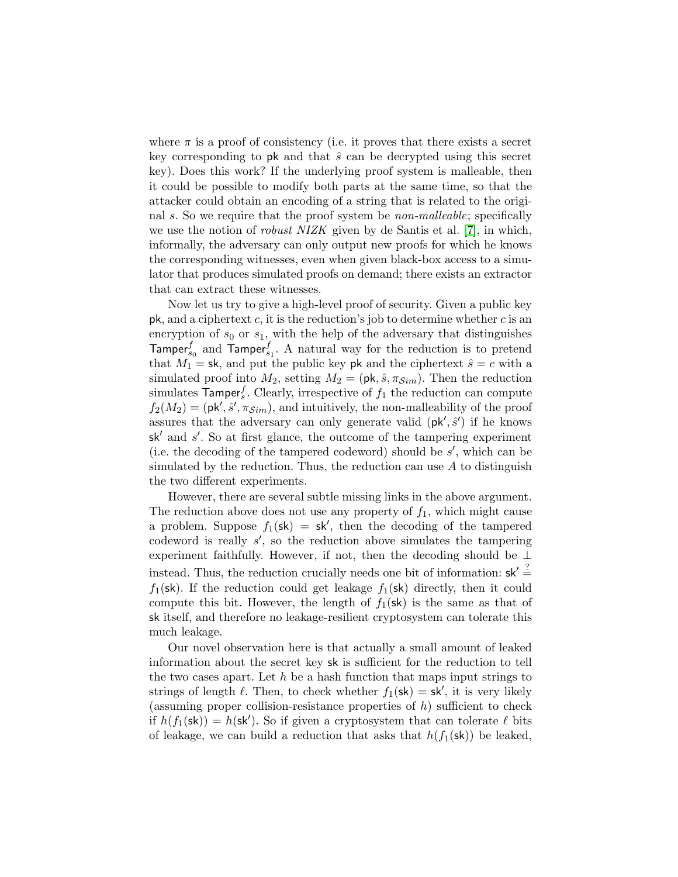where $\pi$ is a proof of consistency (i.e. it proves that there exists a secret key corresponding to $\mathsf{pk}$ and that $\hat{s}$ can be decrypted using this secret key). Does this work? If the underlying proof system is malleable, then it could be possible to modify both parts at the same time, so that the attacker could obtain an encoding of a string that is related to the original $s$. So we require that the proof system be *non-malleable*; specifically we use the notion of *robust NIZK* given by de Santis et al. [7], in which, informally, the adversary can only output new proofs for which he knows the corresponding witnesses, even when given black-box access to a simulator that produces simulated proofs on demand; there exists an extractor that can extract these witnesses.

Now let us try to give a high-level proof of security. Given a public key $\mathsf{pk}$, and a ciphertext $c$, it is the reduction's job to determine whether $c$ is an encryption of $s_0$ or $s_1$, with the help of the adversary that distinguishes $\mathsf{Tamper}^f_{s_0}$ and $\mathsf{Tamper}^f_{s_1}$. A natural way for the reduction is to pretend that $M_1 = \mathsf{sk}$, and put the public key $\mathsf{pk}$ and the ciphertext $\hat{s} = c$ with a simulated proof into $M_2$, setting $M_2 = (\mathsf{pk}, \hat{s}, \pi_{\mathcal{S}im})$. Then the reduction simulates $\mathsf{Tamper}^f_s$. Clearly, irrespective of $f_1$ the reduction can compute $f_2(M_2) = (\mathsf{pk}', \hat{s}', \pi_{\mathcal{S}im})$, and intuitively, the non-malleability of the proof assures that the adversary can only generate valid $(\mathsf{pk}', \hat{s}')$ if he knows $\mathsf{sk}'$ and $s'$. So at first glance, the outcome of the tampering experiment (i.e. the decoding of the tampered codeword) should be $s'$, which can be simulated by the reduction. Thus, the reduction can use $A$ to distinguish the two different experiments.

However, there are several subtle missing links in the above argument. The reduction above does not use any property of $f_1$, which might cause a problem. Suppose $f_1(\mathsf{sk}) = \mathsf{sk}'$, then the decoding of the tampered codeword is really $s'$, so the reduction above simulates the tampering experiment faithfully. However, if not, then the decoding should be $\perp$ instead. Thus, the reduction crucially needs one bit of information: $\mathsf{sk}' \stackrel{?}{=} f_1(\mathsf{sk})$. If the reduction could get leakage $f_1(\mathsf{sk})$ directly, then it could compute this bit. However, the length of $f_1(\mathsf{sk})$ is the same as that of $\mathsf{sk}$ itself, and therefore no leakage-resilient cryptosystem can tolerate this much leakage.

Our novel observation here is that actually a small amount of leaked information about the secret key $\mathsf{sk}$ is sufficient for the reduction to tell the two cases apart. Let $h$ be a hash function that maps input strings to strings of length $\ell$. Then, to check whether $f_1(\mathsf{sk}) = \mathsf{sk}'$, it is very likely (assuming proper collision-resistance properties of $h$) sufficient to check if $h(f_1(\mathsf{sk})) = h(\mathsf{sk}')$. So if given a cryptosystem that can tolerate $\ell$ bits of leakage, we can build a reduction that asks that $h(f_1(\mathsf{sk}))$ be leaked,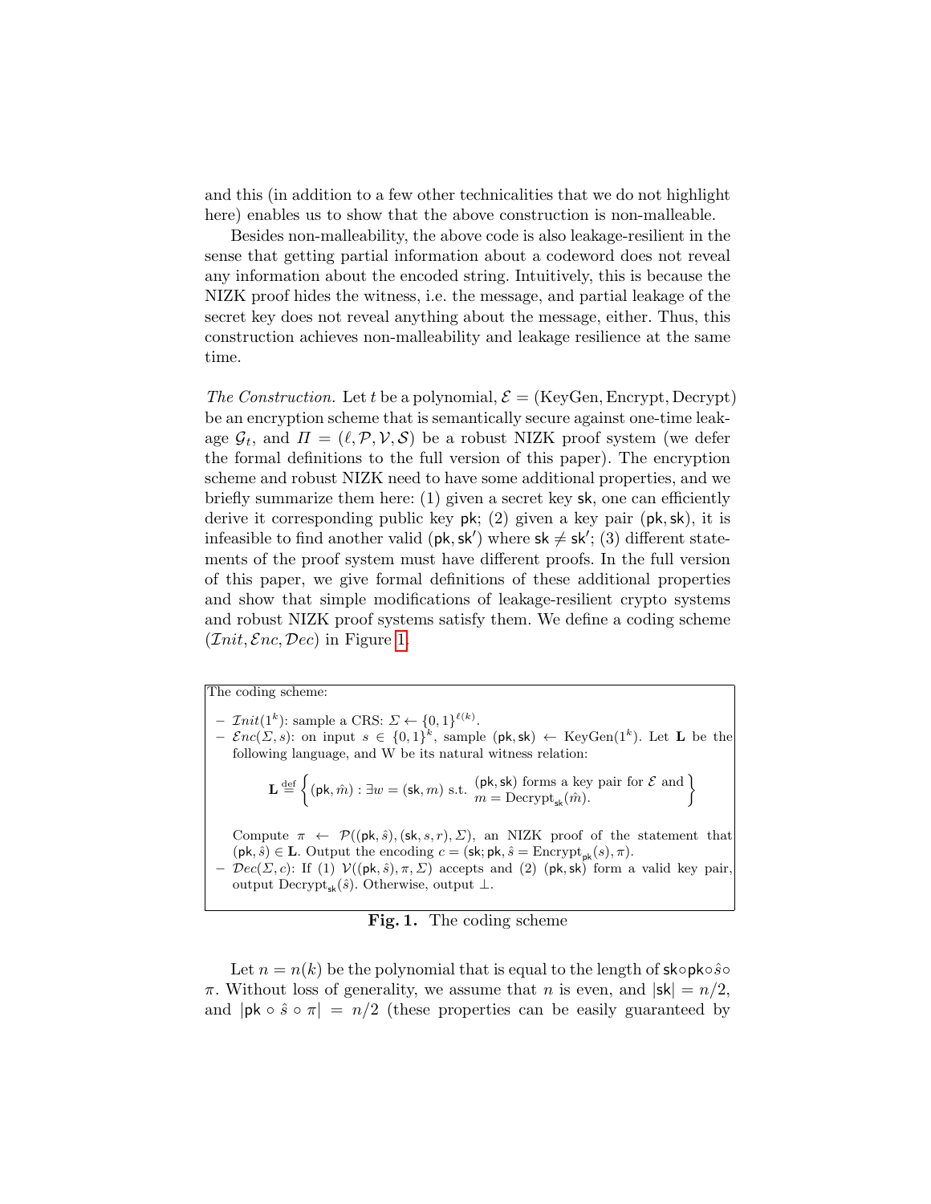and this (in addition to a few other technicalities that we do not highlight here) enables us to show that the above construction is non-malleable.

Besides non-malleability, the above code is also leakage-resilient in the sense that getting partial information about a codeword does not reveal any information about the encoded string. Intuitively, this is because the NIZK proof hides the witness, i.e. the message, and partial leakage of the secret key does not reveal anything about the message, either. Thus, this construction achieves non-malleability and leakage resilience at the same time.

*The Construction.* Let $t$ be a polynomial, $\mathcal{E} = (\text{KeyGen}, \text{Encrypt}, \text{Decrypt})$ be an encryption scheme that is semantically secure against one-time leakage $\mathcal{G}_t$, and $\Pi = (\ell, \mathcal{P}, \mathcal{V}, \mathcal{S})$ be a robust NIZK proof system (we defer the formal definitions to the full version of this paper). The encryption scheme and robust NIZK need to have some additional properties, and we briefly summarize them here: (1) given a secret key $\mathsf{sk}$, one can efficiently derive it corresponding public key $\mathsf{pk}$; (2) given a key pair $(\mathsf{pk}, \mathsf{sk})$, it is infeasible to find another valid $(\mathsf{pk}, \mathsf{sk}')$ where $\mathsf{sk} \neq \mathsf{sk}'$; (3) different statements of the proof system must have different proofs. In the full version of this paper, we give formal definitions of these additional properties and show that simple modifications of leakage-resilient crypto systems and robust NIZK proof systems satisfy them. We define a coding scheme $(\mathcal{I}nit, \mathcal{E}nc, \mathcal{D}ec)$ in Figure 1.

The coding scheme:

- $\mathcal{I}nit(1^k)$: sample a CRS: $\Sigma \leftarrow \{0,1\}^{\ell(k)}$.
- $\mathcal{E}nc(\Sigma, s)$: on input $s \in \{0,1\}^k$, sample $(\mathsf{pk}, \mathsf{sk}) \leftarrow \text{KeyGen}(1^k)$. Let $\mathbf{L}$ be the following language, and W be its natural witness relation:

$$\mathbf{L} \stackrel{\text{def}}{=} \left\{ (\mathsf{pk}, \hat{m}) : \exists w = (\mathsf{sk}, m) \text{ s.t. } \begin{array}{l} (\mathsf{pk}, \mathsf{sk}) \text{ forms a key pair for } \mathcal{E} \text{ and} \\ m = \text{Decrypt}_{\mathsf{sk}}(\hat{m}). \end{array} \right\}$$

  Compute $\pi \leftarrow \mathcal{P}((\mathsf{pk}, \hat{s}), (\mathsf{sk}, s, r), \Sigma)$, an NIZK proof of the statement that $(\mathsf{pk}, \hat{s}) \in \mathbf{L}$. Output the encoding $c = (\mathsf{sk}; \mathsf{pk}, \hat{s} = \text{Encrypt}_{\mathsf{pk}}(s), \pi)$.
- $\mathcal{D}ec(\Sigma, c)$: If (1) $\mathcal{V}((\mathsf{pk}, \hat{s}), \pi, \Sigma)$ accepts and (2) $(\mathsf{pk}, \mathsf{sk})$ form a valid key pair, output $\text{Decrypt}_{\mathsf{sk}}(\hat{s})$. Otherwise, output $\perp$.

**Fig. 1.** The coding scheme

Let $n = n(k)$ be the polynomial that is equal to the length of $\mathsf{sk} \circ \mathsf{pk} \circ \hat{s} \circ \pi$. Without loss of generality, we assume that $n$ is even, and $|\mathsf{sk}| = n/2$, and $|\mathsf{pk} \circ \hat{s} \circ \pi| = n/2$ (these properties can be easily guaranteed by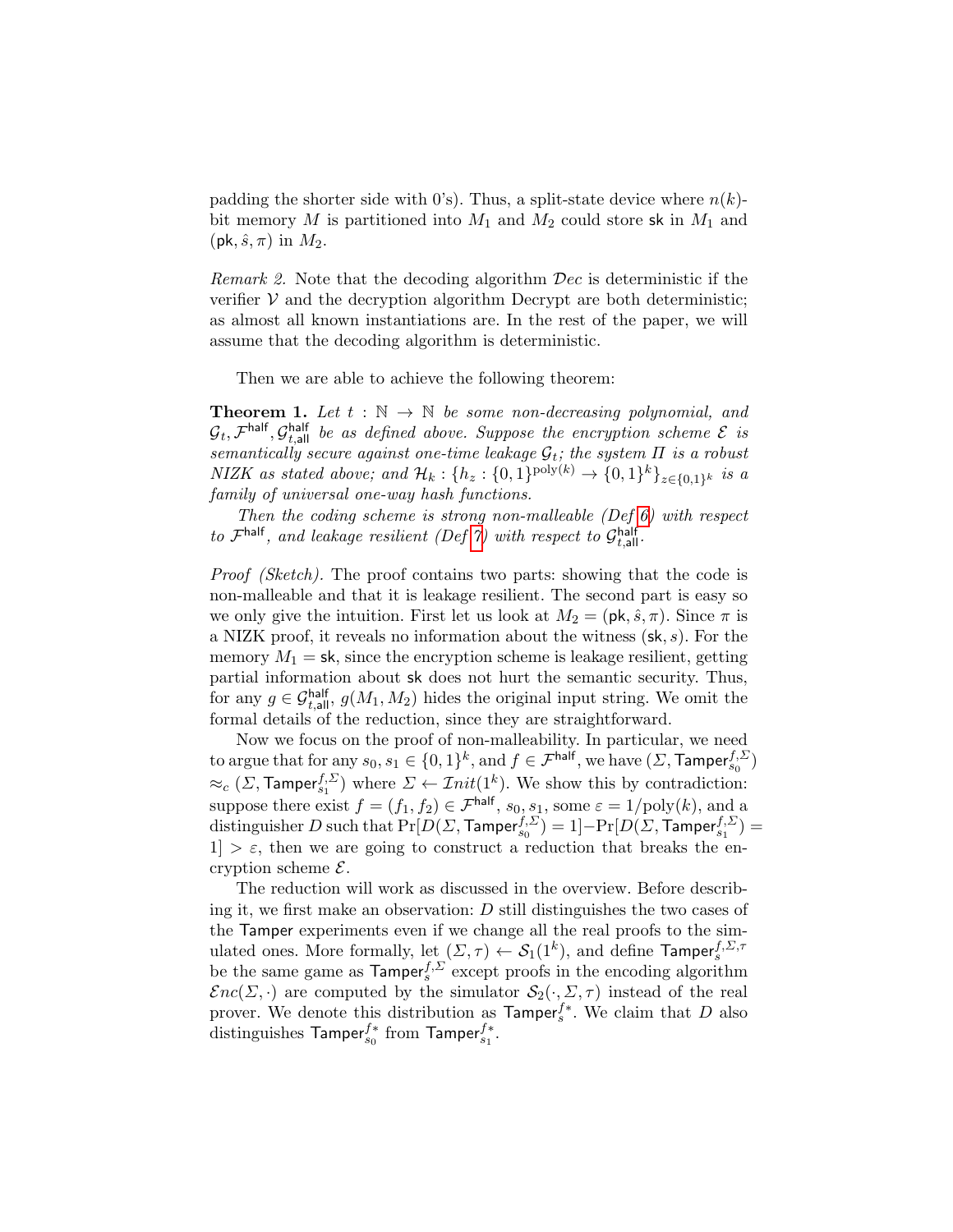padding the shorter side with 0's). Thus, a split-state device where $n(k)$-bit memory $M$ is partitioned into $M_1$ and $M_2$ could store $\mathsf{sk}$ in $M_1$ and $(\mathsf{pk}, \hat{s}, \pi)$ in $M_2$.

*Remark 2.* Note that the decoding algorithm $\mathcal{D}ec$ is deterministic if the verifier $\mathcal{V}$ and the decryption algorithm Decrypt are both deterministic; as almost all known instantiations are. In the rest of the paper, we will assume that the decoding algorithm is deterministic.

Then we are able to achieve the following theorem:

**Theorem 1.** *Let $t : \mathbb{N} \to \mathbb{N}$ be some non-decreasing polynomial, and $\mathcal{G}_t, \mathcal{F}^{\mathsf{half}}, \mathcal{G}^{\mathsf{half}}_{t,\mathsf{all}}$ be as defined above. Suppose the encryption scheme $\mathcal{E}$ is semantically secure against one-time leakage $\mathcal{G}_t$; the system $\Pi$ is a robust NIZK as stated above; and $\mathcal{H}_k : \{h_z : \{0,1\}^{\mathrm{poly}(k)} \to \{0,1\}^k\}_{z \in \{0,1\}^k}$ is a family of universal one-way hash functions.*

*Then the coding scheme is strong non-malleable (Def 6) with respect to $\mathcal{F}^{\mathsf{half}}$, and leakage resilient (Def 7) with respect to $\mathcal{G}^{\mathsf{half}}_{t,\mathsf{all}}$.*

*Proof (Sketch).* The proof contains two parts: showing that the code is non-malleable and that it is leakage resilient. The second part is easy so we only give the intuition. First let us look at $M_2 = (\mathsf{pk}, \hat{s}, \pi)$. Since $\pi$ is a NIZK proof, it reveals no information about the witness $(\mathsf{sk}, s)$. For the memory $M_1 = \mathsf{sk}$, since the encryption scheme is leakage resilient, getting partial information about $\mathsf{sk}$ does not hurt the semantic security. Thus, for any $g \in \mathcal{G}^{\mathsf{half}}_{t,\mathsf{all}}$, $g(M_1, M_2)$ hides the original input string. We omit the formal details of the reduction, since they are straightforward.

Now we focus on the proof of non-malleability. In particular, we need to argue that for any $s_0, s_1 \in \{0,1\}^k$, and $f \in \mathcal{F}^{\mathsf{half}}$, we have $(\Sigma, \mathsf{Tamper}^{f,\Sigma}_{s_0}) \approx_c (\Sigma, \mathsf{Tamper}^{f,\Sigma}_{s_1})$ where $\Sigma \leftarrow \mathcal{I}nit(1^k)$. We show this by contradiction: suppose there exist $f = (f_1, f_2) \in \mathcal{F}^{\mathsf{half}}$, $s_0, s_1$, some $\varepsilon = 1/\mathrm{poly}(k)$, and a distinguisher $D$ such that $\Pr[D(\Sigma, \mathsf{Tamper}^{f,\Sigma}_{s_0}) = 1] - \Pr[D(\Sigma, \mathsf{Tamper}^{f,\Sigma}_{s_1}) = 1] > \varepsilon$, then we are going to construct a reduction that breaks the encryption scheme $\mathcal{E}$.

The reduction will work as discussed in the overview. Before describing it, we first make an observation: $D$ still distinguishes the two cases of the $\mathsf{Tamper}$ experiments even if we change all the real proofs to the simulated ones. More formally, let $(\Sigma, \tau) \leftarrow \mathcal{S}_1(1^k)$, and define $\mathsf{Tamper}^{f,\Sigma,\tau}_s$ be the same game as $\mathsf{Tamper}^{f,\Sigma}_s$ except proofs in the encoding algorithm $\mathcal{E}nc(\Sigma, \cdot)$ are computed by the simulator $\mathcal{S}_2(\cdot, \Sigma, \tau)$ instead of the real prover. We denote this distribution as $\mathsf{Tamper}^{f*}_s$. We claim that $D$ also distinguishes $\mathsf{Tamper}^{f*}_{s_0}$ from $\mathsf{Tamper}^{f*}_{s_1}$.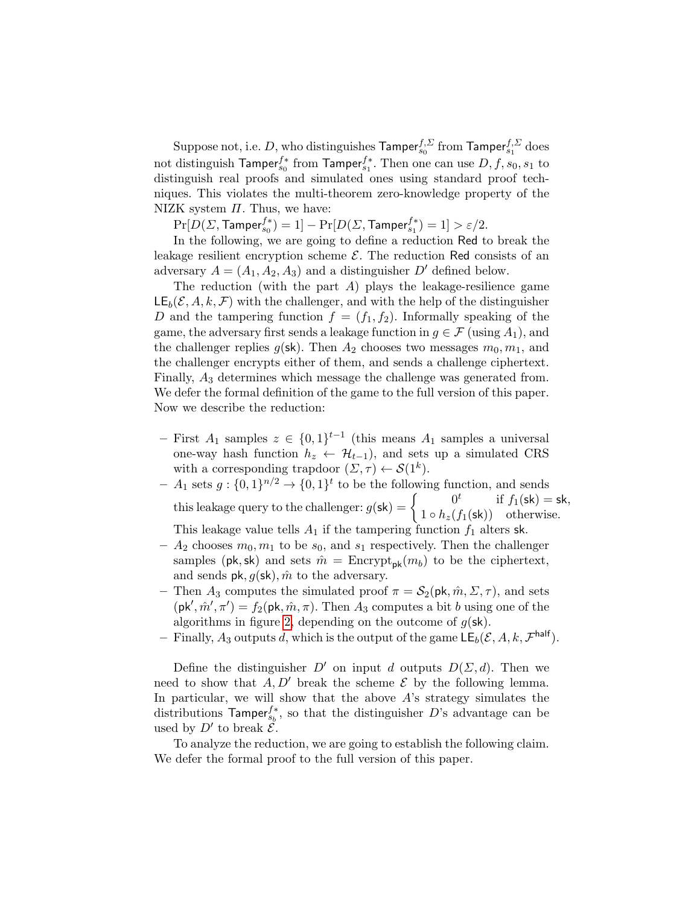Suppose not, i.e. $D$, who distinguishes $\mathsf{Tamper}_{s_0}^{f,\Sigma}$ from $\mathsf{Tamper}_{s_1}^{f,\Sigma}$ does not distinguish $\mathsf{Tamper}_{s_0}^{f*}$ from $\mathsf{Tamper}_{s_1}^{f*}$. Then one can use $D, f, s_0, s_1$ to distinguish real proofs and simulated ones using standard proof techniques. This violates the multi-theorem zero-knowledge property of the NIZK system $\Pi$. Thus, we have:

$\Pr[D(\Sigma, \mathsf{Tamper}_{s_0}^{f*}) = 1] - \Pr[D(\Sigma, \mathsf{Tamper}_{s_1}^{f*}) = 1] > \varepsilon/2$.

In the following, we are going to define a reduction $\mathsf{Red}$ to break the leakage resilient encryption scheme $\mathcal{E}$. The reduction $\mathsf{Red}$ consists of an adversary $A = (A_1, A_2, A_3)$ and a distinguisher $D'$ defined below.

The reduction (with the part $A$) plays the leakage-resilience game $\mathsf{LE}_b(\mathcal{E}, A, k, \mathcal{F})$ with the challenger, and with the help of the distinguisher $D$ and the tampering function $f = (f_1, f_2)$. Informally speaking of the game, the adversary first sends a leakage function in $g \in \mathcal{F}$ (using $A_1$), and the challenger replies $g(\mathsf{sk})$. Then $A_2$ chooses two messages $m_0, m_1$, and the challenger encrypts either of them, and sends a challenge ciphertext. Finally, $A_3$ determines which message the challenge was generated from. We defer the formal definition of the game to the full version of this paper. Now we describe the reduction:

- First $A_1$ samples $z \in \{0,1\}^{t-1}$ (this means $A_1$ samples a universal one-way hash function $h_z \leftarrow \mathcal{H}_{t-1}$), and sets up a simulated CRS with a corresponding trapdoor $(\Sigma, \tau) \leftarrow \mathcal{S}(1^k)$.
- $A_1$ sets $g : \{0,1\}^{n/2} \to \{0,1\}^t$ to be the following function, and sends this leakage query to the challenger: $g(\mathsf{sk}) = \begin{cases} 0^t & \text{if } f_1(\mathsf{sk}) = \mathsf{sk}, \\ 1 \circ h_z(f_1(\mathsf{sk})) & \text{otherwise.} \end{cases}$
  This leakage value tells $A_1$ if the tampering function $f_1$ alters $\mathsf{sk}$.
- $A_2$ chooses $m_0, m_1$ to be $s_0$, and $s_1$ respectively. Then the challenger samples $(\mathsf{pk}, \mathsf{sk})$ and sets $\hat{m} = \mathrm{Encrypt}_{\mathsf{pk}}(m_b)$ to be the ciphertext, and sends $\mathsf{pk}, g(\mathsf{sk}), \hat{m}$ to the adversary.
- Then $A_3$ computes the simulated proof $\pi = \mathcal{S}_2(\mathsf{pk}, \hat{m}, \Sigma, \tau)$, and sets $(\mathsf{pk}', \hat{m}', \pi') = f_2(\mathsf{pk}, \hat{m}, \pi)$. Then $A_3$ computes a bit $b$ using one of the algorithms in figure 2, depending on the outcome of $g(\mathsf{sk})$.
- Finally, $A_3$ outputs $d$, which is the output of the game $\mathsf{LE}_b(\mathcal{E}, A, k, \mathcal{F}^{\mathsf{half}})$.

Define the distinguisher $D'$ on input $d$ outputs $D(\Sigma, d)$. Then we need to show that $A, D'$ break the scheme $\mathcal{E}$ by the following lemma. In particular, we will show that the above $A$'s strategy simulates the distributions $\mathsf{Tamper}_{s_b}^{f*}$, so that the distinguisher $D$'s advantage can be used by $D'$ to break $\mathcal{E}$.

To analyze the reduction, we are going to establish the following claim. We defer the formal proof to the full version of this paper.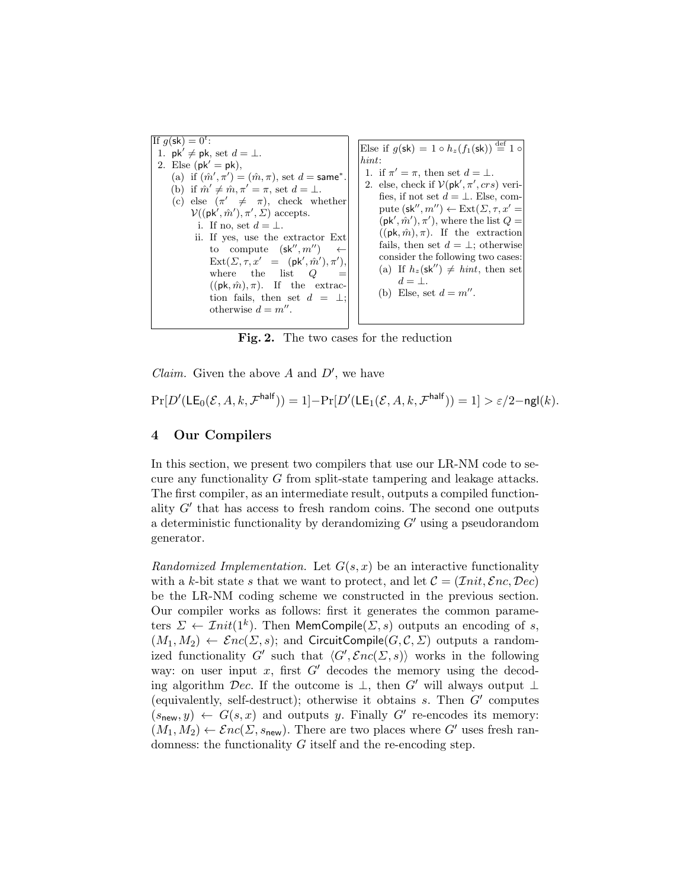If $g(\mathsf{sk}) = 0^t$:

1. $\mathsf{pk}' \neq \mathsf{pk}$, set $d = \perp$.
2. Else ($\mathsf{pk}' = \mathsf{pk}$),
   (a) if $(\hat{m}', \pi') = (\hat{m}, \pi)$, set $d = \mathsf{same}^*$.
   (b) if $\hat{m}' \neq \hat{m}, \pi' = \pi$, set $d = \perp$.
   (c) else ($\pi' \neq \pi$), check whether $\mathcal{V}((\mathsf{pk}', \hat{m}'), \pi', \Sigma)$ accepts.
      i. If no, set $d = \perp$.
      ii. If yes, use the extractor Ext to compute $(\mathsf{sk}'', m'') \leftarrow \mathrm{Ext}(\Sigma, \tau, x' = (\mathsf{pk}', \hat{m}'), \pi')$, where the list $Q = ((\mathsf{pk}, \hat{m}), \pi)$. If the extraction fails, then set $d = \perp$; otherwise $d = m''$.

Else if $g(\mathsf{sk}) = 1 \circ h_z(f_1(\mathsf{sk})) \stackrel{\text{def}}{=} 1 \circ hint$:

1. if $\pi' = \pi$, then set $d = \perp$.
2. else, check if $\mathcal{V}(\mathsf{pk}', \pi', crs)$ verifies, if not set $d = \perp$. Else, compute $(\mathsf{sk}'', m'') \leftarrow \mathrm{Ext}(\Sigma, \tau, x' = (\mathsf{pk}', \hat{m}'), \pi')$, where the list $Q = ((\mathsf{pk}, \hat{m}), \pi)$. If the extraction fails, then set $d = \perp$; otherwise consider the following two cases:
   (a) If $h_z(\mathsf{sk}'') \neq hint$, then set $d = \perp$.
   (b) Else, set $d = m''$.

**Fig. 2.** The two cases for the reduction

*Claim.* Given the above $A$ and $D'$, we have

$$\Pr[D'(\mathsf{LE}_0(\mathcal{E}, A, k, \mathcal{F}^{\mathsf{half}})) = 1] - \Pr[D'(\mathsf{LE}_1(\mathcal{E}, A, k, \mathcal{F}^{\mathsf{half}})) = 1] > \varepsilon/2 - \mathsf{ngl}(k).$$

## 4 Our Compilers

In this section, we present two compilers that use our LR-NM code to secure any functionality $G$ from split-state tampering and leakage attacks. The first compiler, as an intermediate result, outputs a compiled functionality $G'$ that has access to fresh random coins. The second one outputs a deterministic functionality by derandomizing $G'$ using a pseudorandom generator.

*Randomized Implementation.* Let $G(s, x)$ be an interactive functionality with a $k$-bit state $s$ that we want to protect, and let $\mathcal{C} = (\mathcal{I}nit, \mathcal{E}nc, \mathcal{D}ec)$ be the LR-NM coding scheme we constructed in the previous section. Our compiler works as follows: first it generates the common parameters $\Sigma \leftarrow \mathcal{I}nit(1^k)$. Then $\mathsf{MemCompile}(\Sigma, s)$ outputs an encoding of $s$, $(M_1, M_2) \leftarrow \mathcal{E}nc(\Sigma, s)$; and $\mathsf{CircuitCompile}(G, \mathcal{C}, \Sigma)$ outputs a randomized functionality $G'$ such that $\langle G', \mathcal{E}nc(\Sigma, s)\rangle$ works in the following way: on user input $x$, first $G'$ decodes the memory using the decoding algorithm $\mathcal{D}ec$. If the outcome is $\perp$, then $G'$ will always output $\perp$ (equivalently, self-destruct); otherwise it obtains $s$. Then $G'$ computes $(s_{\mathsf{new}}, y) \leftarrow G(s, x)$ and outputs $y$. Finally $G'$ re-encodes its memory: $(M_1, M_2) \leftarrow \mathcal{E}nc(\Sigma, s_{\mathsf{new}})$. There are two places where $G'$ uses fresh randomness: the functionality $G$ itself and the re-encoding step.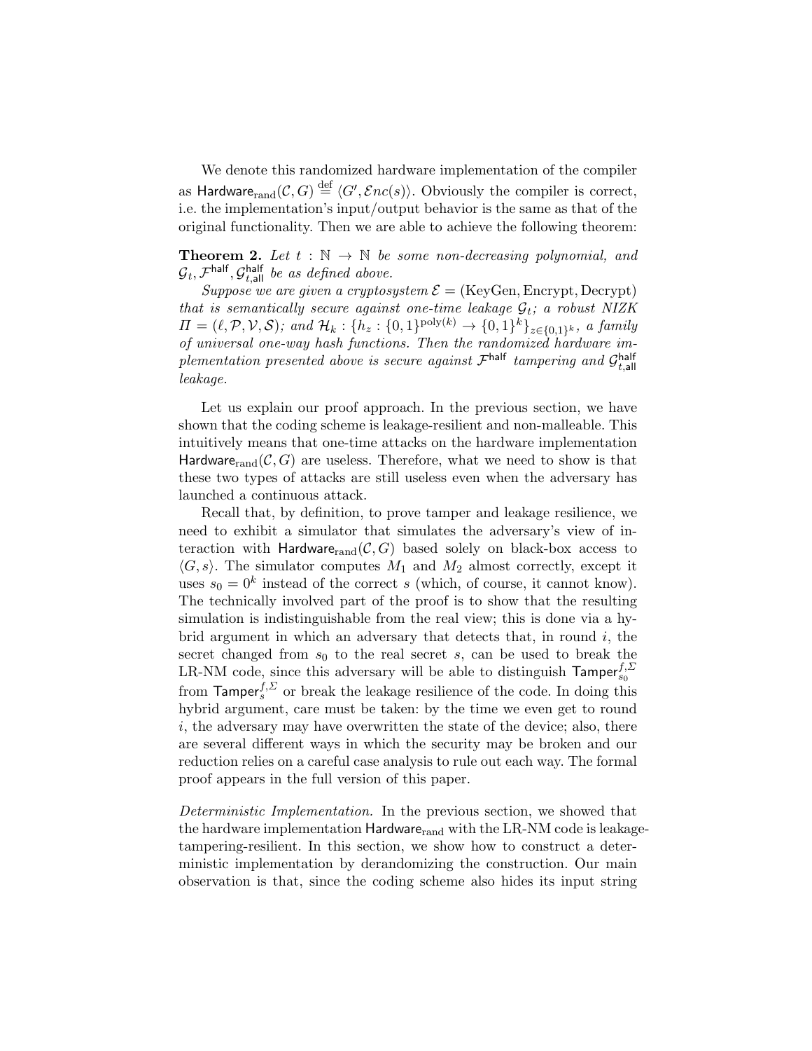We denote this randomized hardware implementation of the compiler as $\mathsf{Hardware}_{\mathrm{rand}}(\mathcal{C}, G) \stackrel{\mathrm{def}}{=} \langle G', \mathcal{E}nc(s) \rangle$. Obviously the compiler is correct, i.e. the implementation's input/output behavior is the same as that of the original functionality. Then we are able to achieve the following theorem:

**Theorem 2.** *Let $t : \mathbb{N} \to \mathbb{N}$ be some non-decreasing polynomial, and $\mathcal{G}_t, \mathcal{F}^{\mathsf{half}}, \mathcal{G}^{\mathsf{half}}_{t,\mathsf{all}}$ be as defined above.*

*Suppose we are given a cryptosystem $\mathcal{E} = (\mathrm{KeyGen}, \mathrm{Encrypt}, \mathrm{Decrypt})$ that is semantically secure against one-time leakage $\mathcal{G}_t$; a robust NIZK $\Pi = (\ell, \mathcal{P}, \mathcal{V}, \mathcal{S})$; and $\mathcal{H}_k : \{h_z : \{0,1\}^{\mathrm{poly}(k)} \to \{0,1\}^k\}_{z \in \{0,1\}^k}$, a family of universal one-way hash functions. Then the randomized hardware implementation presented above is secure against $\mathcal{F}^{\mathsf{half}}$ tampering and $\mathcal{G}^{\mathsf{half}}_{t,\mathsf{all}}$ leakage.*

Let us explain our proof approach. In the previous section, we have shown that the coding scheme is leakage-resilient and non-malleable. This intuitively means that one-time attacks on the hardware implementation $\mathsf{Hardware}_{\mathrm{rand}}(\mathcal{C}, G)$ are useless. Therefore, what we need to show is that these two types of attacks are still useless even when the adversary has launched a continuous attack.

Recall that, by definition, to prove tamper and leakage resilience, we need to exhibit a simulator that simulates the adversary's view of interaction with $\mathsf{Hardware}_{\mathrm{rand}}(\mathcal{C}, G)$ based solely on black-box access to $\langle G, s \rangle$. The simulator computes $M_1$ and $M_2$ almost correctly, except it uses $s_0 = 0^k$ instead of the correct $s$ (which, of course, it cannot know). The technically involved part of the proof is to show that the resulting simulation is indistinguishable from the real view; this is done via a hybrid argument in which an adversary that detects that, in round $i$, the secret changed from $s_0$ to the real secret $s$, can be used to break the LR-NM code, since this adversary will be able to distinguish $\mathsf{Tamper}^{f,\Sigma}_{s_0}$ from $\mathsf{Tamper}^{f,\Sigma}_{s}$ or break the leakage resilience of the code. In doing this hybrid argument, care must be taken: by the time we even get to round $i$, the adversary may have overwritten the state of the device; also, there are several different ways in which the security may be broken and our reduction relies on a careful case analysis to rule out each way. The formal proof appears in the full version of this paper.

*Deterministic Implementation.* In the previous section, we showed that the hardware implementation $\mathsf{Hardware}_{\mathrm{rand}}$ with the LR-NM code is leakage-tampering-resilient. In this section, we show how to construct a deterministic implementation by derandomizing the construction. Our main observation is that, since the coding scheme also hides its input string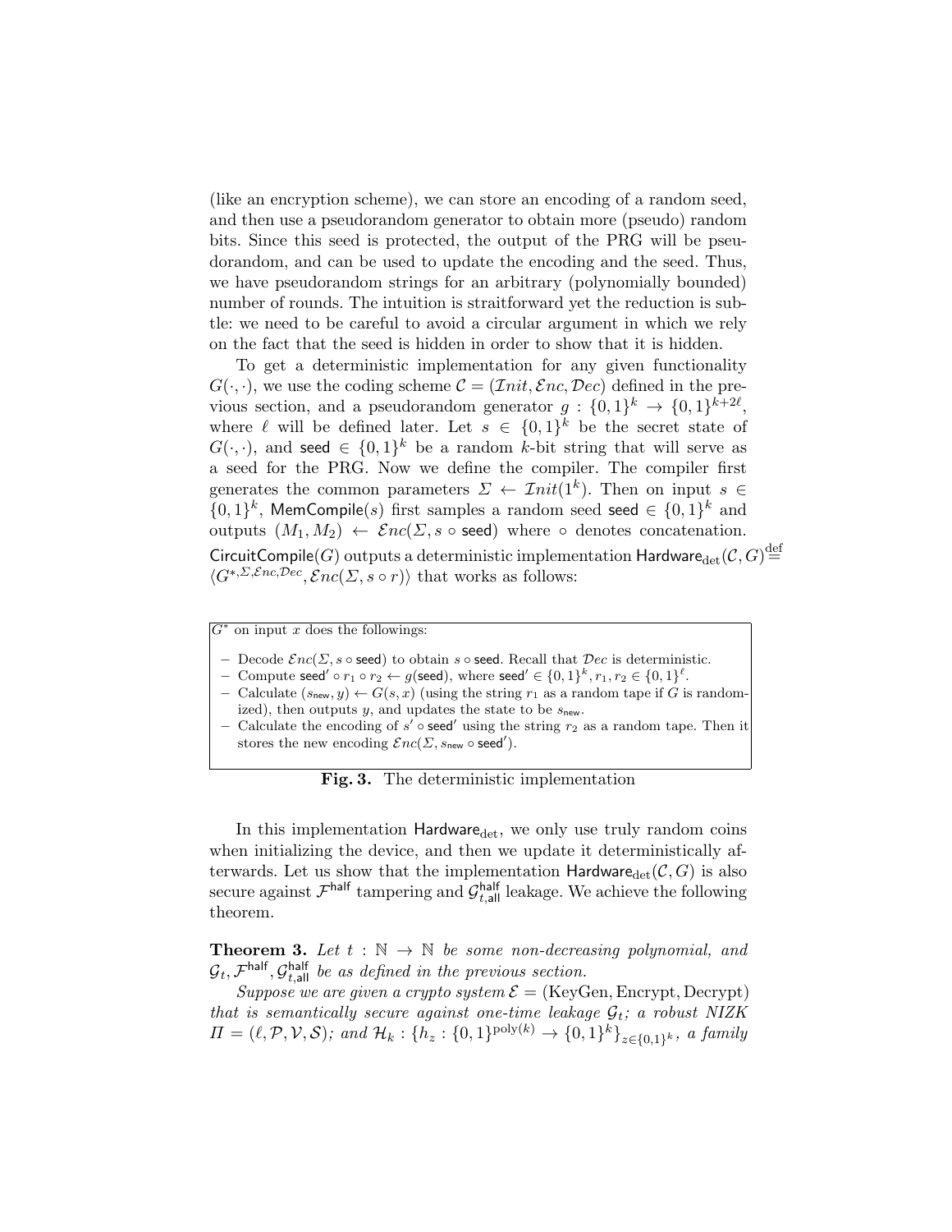(like an encryption scheme), we can store an encoding of a random seed, and then use a pseudorandom generator to obtain more (pseudo) random bits. Since this seed is protected, the output of the PRG will be pseudorandom, and can be used to update the encoding and the seed. Thus, we have pseudorandom strings for an arbitrary (polynomially bounded) number of rounds. The intuition is straitforward yet the reduction is subtle: we need to be careful to avoid a circular argument in which we rely on the fact that the seed is hidden in order to show that it is hidden.

To get a deterministic implementation for any given functionality $G(\cdot,\cdot)$, we use the coding scheme $\mathcal{C} = (\mathcal{I}nit, \mathcal{E}nc, \mathcal{D}ec)$ defined in the previous section, and a pseudorandom generator $g : \{0,1\}^k \to \{0,1\}^{k+2\ell}$, where $\ell$ will be defined later. Let $s \in \{0,1\}^k$ be the secret state of $G(\cdot,\cdot)$, and $\mathsf{seed} \in \{0,1\}^k$ be a random $k$-bit string that will serve as a seed for the PRG. Now we define the compiler. The compiler first generates the common parameters $\Sigma \leftarrow \mathcal{I}nit(1^k)$. Then on input $s \in \{0,1\}^k$, $\mathsf{MemCompile}(s)$ first samples a random seed $\mathsf{seed} \in \{0,1\}^k$ and outputs $(M_1, M_2) \leftarrow \mathcal{E}nc(\Sigma, s \circ \mathsf{seed})$ where $\circ$ denotes concatenation. $\mathsf{CircuitCompile}(G)$ outputs a deterministic implementation $\mathsf{Hardware}_{\det}(\mathcal{C}, G) \stackrel{\text{def}}{=} \langle G^{*,\Sigma,\mathcal{E}nc,\mathcal{D}ec}, \mathcal{E}nc(\Sigma, s \circ r)\rangle$ that works as follows:

$G^*$ on input $x$ does the followings:

- Decode $\mathcal{E}nc(\Sigma, s \circ \mathsf{seed})$ to obtain $s \circ \mathsf{seed}$. Recall that $\mathcal{D}ec$ is deterministic.
- Compute $\mathsf{seed}' \circ r_1 \circ r_2 \leftarrow g(\mathsf{seed})$, where $\mathsf{seed}' \in \{0,1\}^k, r_1, r_2 \in \{0,1\}^\ell$.
- Calculate $(s_{\mathsf{new}}, y) \leftarrow G(s, x)$ (using the string $r_1$ as a random tape if $G$ is randomized), then outputs $y$, and updates the state to be $s_{\mathsf{new}}$.
- Calculate the encoding of $s' \circ \mathsf{seed}'$ using the string $r_2$ as a random tape. Then it stores the new encoding $\mathcal{E}nc(\Sigma, s_{\mathsf{new}} \circ \mathsf{seed}')$.

**Fig. 3.** The deterministic implementation

In this implementation $\mathsf{Hardware}_{\det}$, we only use truly random coins when initializing the device, and then we update it deterministically afterwards. Let us show that the implementation $\mathsf{Hardware}_{\det}(\mathcal{C}, G)$ is also secure against $\mathcal{F}^{\mathsf{half}}$ tampering and $\mathcal{G}^{\mathsf{half}}_{t,\mathsf{all}}$ leakage. We achieve the following theorem.

**Theorem 3.** *Let $t : \mathbb{N} \to \mathbb{N}$ be some non-decreasing polynomial, and $\mathcal{G}_t, \mathcal{F}^{\mathsf{half}}, \mathcal{G}^{\mathsf{half}}_{t,\mathsf{all}}$ be as defined in the previous section.*

*Suppose we are given a crypto system $\mathcal{E} = (\text{KeyGen}, \text{Encrypt}, \text{Decrypt})$ that is semantically secure against one-time leakage $\mathcal{G}_t$; a robust NIZK $\Pi = (\ell, \mathcal{P}, \mathcal{V}, \mathcal{S})$; and $\mathcal{H}_k : \{h_z : \{0,1\}^{\text{poly}(k)} \to \{0,1\}^k\}_{z \in \{0,1\}^k}$, a family*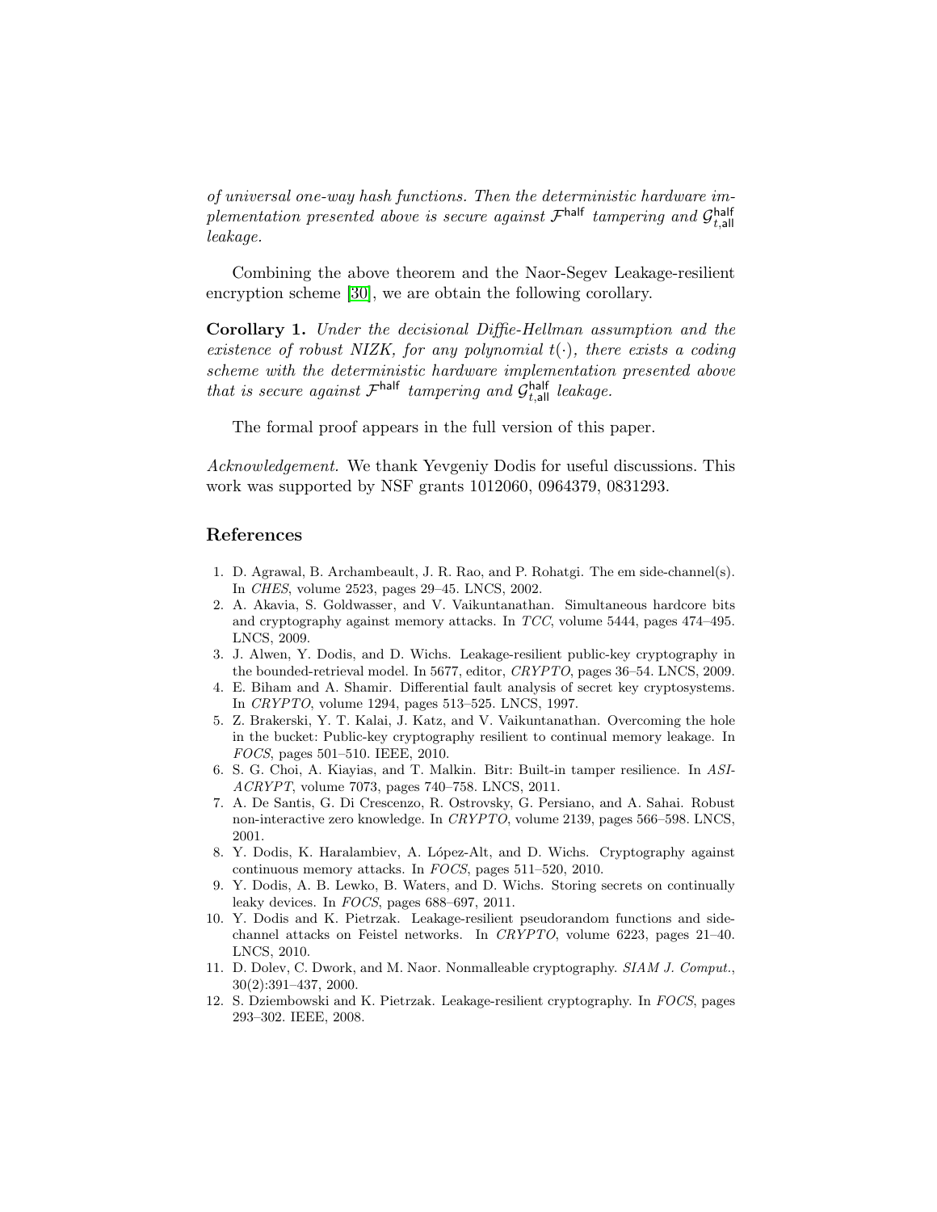*of universal one-way hash functions. Then the deterministic hardware implementation presented above is secure against $\mathcal{F}^{\mathsf{half}}$ tampering and $\mathcal{G}^{\mathsf{half}}_{t,\mathsf{all}}$ leakage.*

Combining the above theorem and the Naor-Segev Leakage-resilient encryption scheme [30], we are obtain the following corollary.

**Corollary 1.** *Under the decisional Diffie-Hellman assumption and the existence of robust NIZK, for any polynomial $t(\cdot)$, there exists a coding scheme with the deterministic hardware implementation presented above that is secure against $\mathcal{F}^{\mathsf{half}}$ tampering and $\mathcal{G}^{\mathsf{half}}_{t,\mathsf{all}}$ leakage.*

The formal proof appears in the full version of this paper.

*Acknowledgement.* We thank Yevgeniy Dodis for useful discussions. This work was supported by NSF grants 1012060, 0964379, 0831293.

## References

1. D. Agrawal, B. Archambeault, J. R. Rao, and P. Rohatgi. The em side-channel(s). In *CHES*, volume 2523, pages 29–45. LNCS, 2002.
2. A. Akavia, S. Goldwasser, and V. Vaikuntanathan. Simultaneous hardcore bits and cryptography against memory attacks. In *TCC*, volume 5444, pages 474–495. LNCS, 2009.
3. J. Alwen, Y. Dodis, and D. Wichs. Leakage-resilient public-key cryptography in the bounded-retrieval model. In 5677, editor, *CRYPTO*, pages 36–54. LNCS, 2009.
4. E. Biham and A. Shamir. Differential fault analysis of secret key cryptosystems. In *CRYPTO*, volume 1294, pages 513–525. LNCS, 1997.
5. Z. Brakerski, Y. T. Kalai, J. Katz, and V. Vaikuntanathan. Overcoming the hole in the bucket: Public-key cryptography resilient to continual memory leakage. In *FOCS*, pages 501–510. IEEE, 2010.
6. S. G. Choi, A. Kiayias, and T. Malkin. Bitr: Built-in tamper resilience. In *ASIACRYPT*, volume 7073, pages 740–758. LNCS, 2011.
7. A. De Santis, G. Di Crescenzo, R. Ostrovsky, G. Persiano, and A. Sahai. Robust non-interactive zero knowledge. In *CRYPTO*, volume 2139, pages 566–598. LNCS, 2001.
8. Y. Dodis, K. Haralambiev, A. López-Alt, and D. Wichs. Cryptography against continuous memory attacks. In *FOCS*, pages 511–520, 2010.
9. Y. Dodis, A. B. Lewko, B. Waters, and D. Wichs. Storing secrets on continually leaky devices. In *FOCS*, pages 688–697, 2011.
10. Y. Dodis and K. Pietrzak. Leakage-resilient pseudorandom functions and side-channel attacks on Feistel networks. In *CRYPTO*, volume 6223, pages 21–40. LNCS, 2010.
11. D. Dolev, C. Dwork, and M. Naor. Nonmalleable cryptography. *SIAM J. Comput.*, 30(2):391–437, 2000.
12. S. Dziembowski and K. Pietrzak. Leakage-resilient cryptography. In *FOCS*, pages 293–302. IEEE, 2008.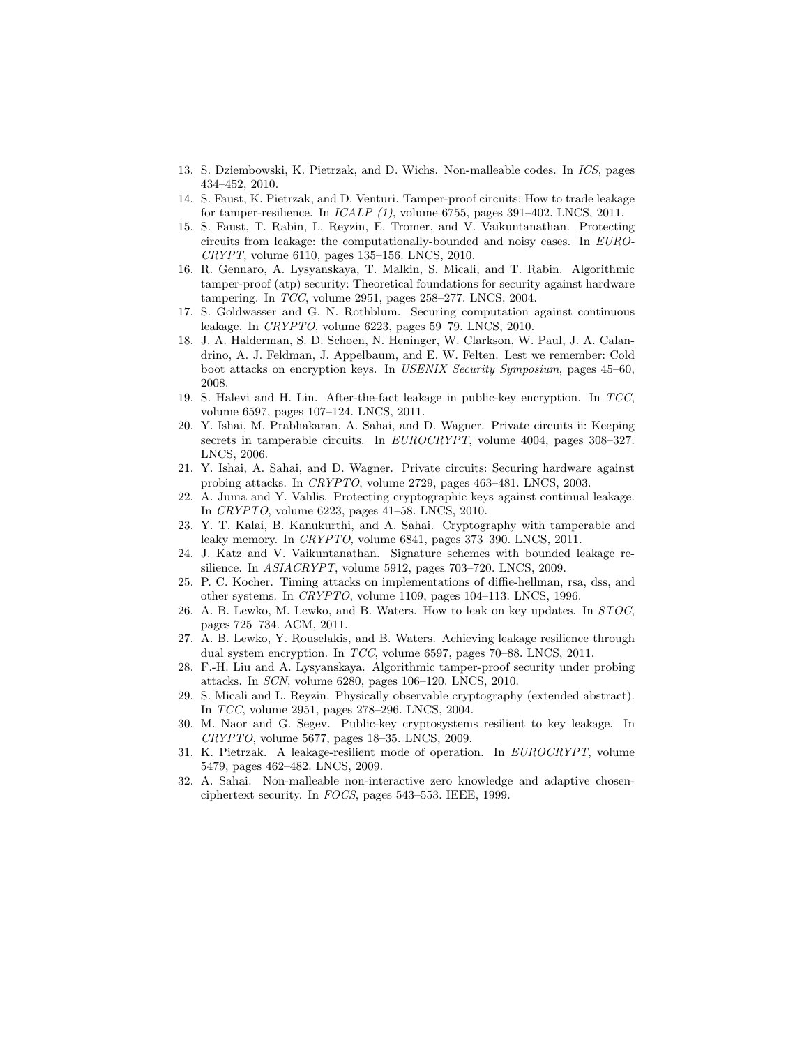13. S. Dziembowski, K. Pietrzak, and D. Wichs. Non-malleable codes. In *ICS*, pages 434–452, 2010.
14. S. Faust, K. Pietrzak, and D. Venturi. Tamper-proof circuits: How to trade leakage for tamper-resilience. In *ICALP (1)*, volume 6755, pages 391–402. LNCS, 2011.
15. S. Faust, T. Rabin, L. Reyzin, E. Tromer, and V. Vaikuntanathan. Protecting circuits from leakage: the computationally-bounded and noisy cases. In *EUROCRYPT*, volume 6110, pages 135–156. LNCS, 2010.
16. R. Gennaro, A. Lysyanskaya, T. Malkin, S. Micali, and T. Rabin. Algorithmic tamper-proof (atp) security: Theoretical foundations for security against hardware tampering. In *TCC*, volume 2951, pages 258–277. LNCS, 2004.
17. S. Goldwasser and G. N. Rothblum. Securing computation against continuous leakage. In *CRYPTO*, volume 6223, pages 59–79. LNCS, 2010.
18. J. A. Halderman, S. D. Schoen, N. Heninger, W. Clarkson, W. Paul, J. A. Calandrino, A. J. Feldman, J. Appelbaum, and E. W. Felten. Lest we remember: Cold boot attacks on encryption keys. In *USENIX Security Symposium*, pages 45–60, 2008.
19. S. Halevi and H. Lin. After-the-fact leakage in public-key encryption. In *TCC*, volume 6597, pages 107–124. LNCS, 2011.
20. Y. Ishai, M. Prabhakaran, A. Sahai, and D. Wagner. Private circuits ii: Keeping secrets in tamperable circuits. In *EUROCRYPT*, volume 4004, pages 308–327. LNCS, 2006.
21. Y. Ishai, A. Sahai, and D. Wagner. Private circuits: Securing hardware against probing attacks. In *CRYPTO*, volume 2729, pages 463–481. LNCS, 2003.
22. A. Juma and Y. Vahlis. Protecting cryptographic keys against continual leakage. In *CRYPTO*, volume 6223, pages 41–58. LNCS, 2010.
23. Y. T. Kalai, B. Kanukurthi, and A. Sahai. Cryptography with tamperable and leaky memory. In *CRYPTO*, volume 6841, pages 373–390. LNCS, 2011.
24. J. Katz and V. Vaikuntanathan. Signature schemes with bounded leakage resilience. In *ASIACRYPT*, volume 5912, pages 703–720. LNCS, 2009.
25. P. C. Kocher. Timing attacks on implementations of diffie-hellman, rsa, dss, and other systems. In *CRYPTO*, volume 1109, pages 104–113. LNCS, 1996.
26. A. B. Lewko, M. Lewko, and B. Waters. How to leak on key updates. In *STOC*, pages 725–734. ACM, 2011.
27. A. B. Lewko, Y. Rouselakis, and B. Waters. Achieving leakage resilience through dual system encryption. In *TCC*, volume 6597, pages 70–88. LNCS, 2011.
28. F.-H. Liu and A. Lysyanskaya. Algorithmic tamper-proof security under probing attacks. In *SCN*, volume 6280, pages 106–120. LNCS, 2010.
29. S. Micali and L. Reyzin. Physically observable cryptography (extended abstract). In *TCC*, volume 2951, pages 278–296. LNCS, 2004.
30. M. Naor and G. Segev. Public-key cryptosystems resilient to key leakage. In *CRYPTO*, volume 5677, pages 18–35. LNCS, 2009.
31. K. Pietrzak. A leakage-resilient mode of operation. In *EUROCRYPT*, volume 5479, pages 462–482. LNCS, 2009.
32. A. Sahai. Non-malleable non-interactive zero knowledge and adaptive chosen-ciphertext security. In *FOCS*, pages 543–553. IEEE, 1999.